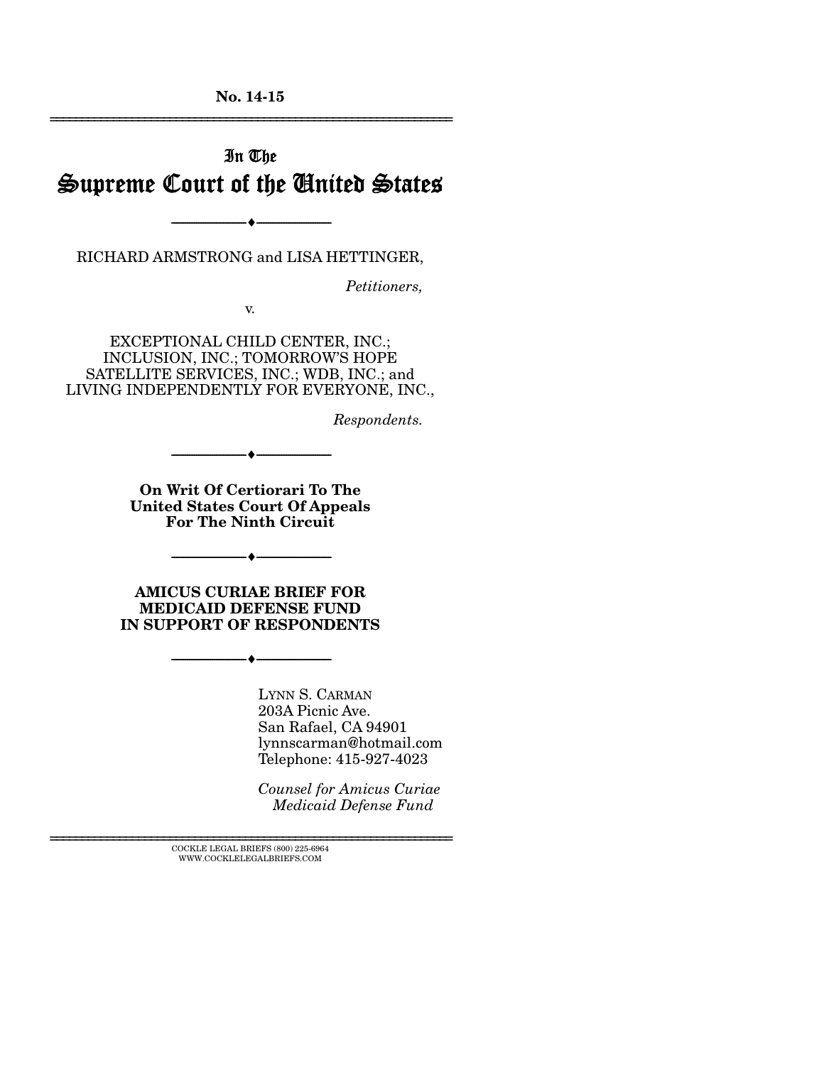**No. 14-15**

---

# In The Supreme Court of the United States

---

RICHARD ARMSTRONG and LISA HETTINGER,

*Petitioners,*

v.

EXCEPTIONAL CHILD CENTER, INC.; INCLUSION, INC.; TOMORROW'S HOPE SATELLITE SERVICES, INC.; WDB, INC.; and LIVING INDEPENDENTLY FOR EVERYONE, INC.,

*Respondents.*

---

**On Writ Of Certiorari To The United States Court Of Appeals For The Ninth Circuit**

---

**AMICUS CURIAE BRIEF FOR MEDICAID DEFENSE FUND IN SUPPORT OF RESPONDENTS**

---

LYNN S. CARMAN
203A Picnic Ave.
San Rafael, CA 94901
lynnscarman@hotmail.com
Telephone: 415-927-4023

*Counsel for Amicus Curiae Medicaid Defense Fund*

---

COCKLE LEGAL BRIEFS (800) 225-6964
WWW.COCKLELEGALBRIEFS.COM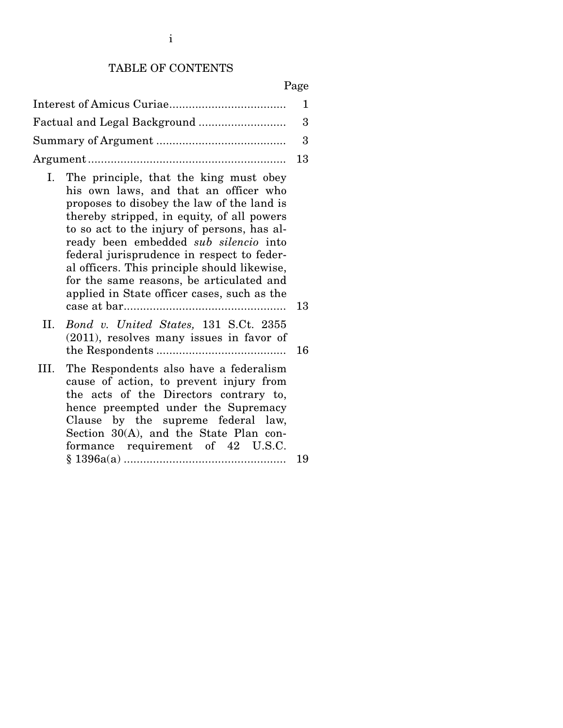# TABLE OF CONTENTS

| | Page |
|---|---|
| Interest of Amicus Curiae | 1 |
| Factual and Legal Background | 3 |
| Summary of Argument | 3 |
| Argument | 13 |
| I. The principle, that the king must obey his own laws, and that an officer who proposes to disobey the law of the land is thereby stripped, in equity, of all powers to so act to the injury of persons, has already been embedded *sub silencio* into federal jurisprudence in respect to federal officers. This principle should likewise, for the same reasons, be articulated and applied in State officer cases, such as the case at bar | 13 |
| II. *Bond v. United States,* 131 S.Ct. 2355 (2011), resolves many issues in favor of the Respondents | 16 |
| III. The Respondents also have a federalism cause of action, to prevent injury from the acts of the Directors contrary to, hence preempted under the Supremacy Clause by the supreme federal law, Section 30(A), and the State Plan conformance requirement of 42 U.S.C. § 1396a(a) | 19 |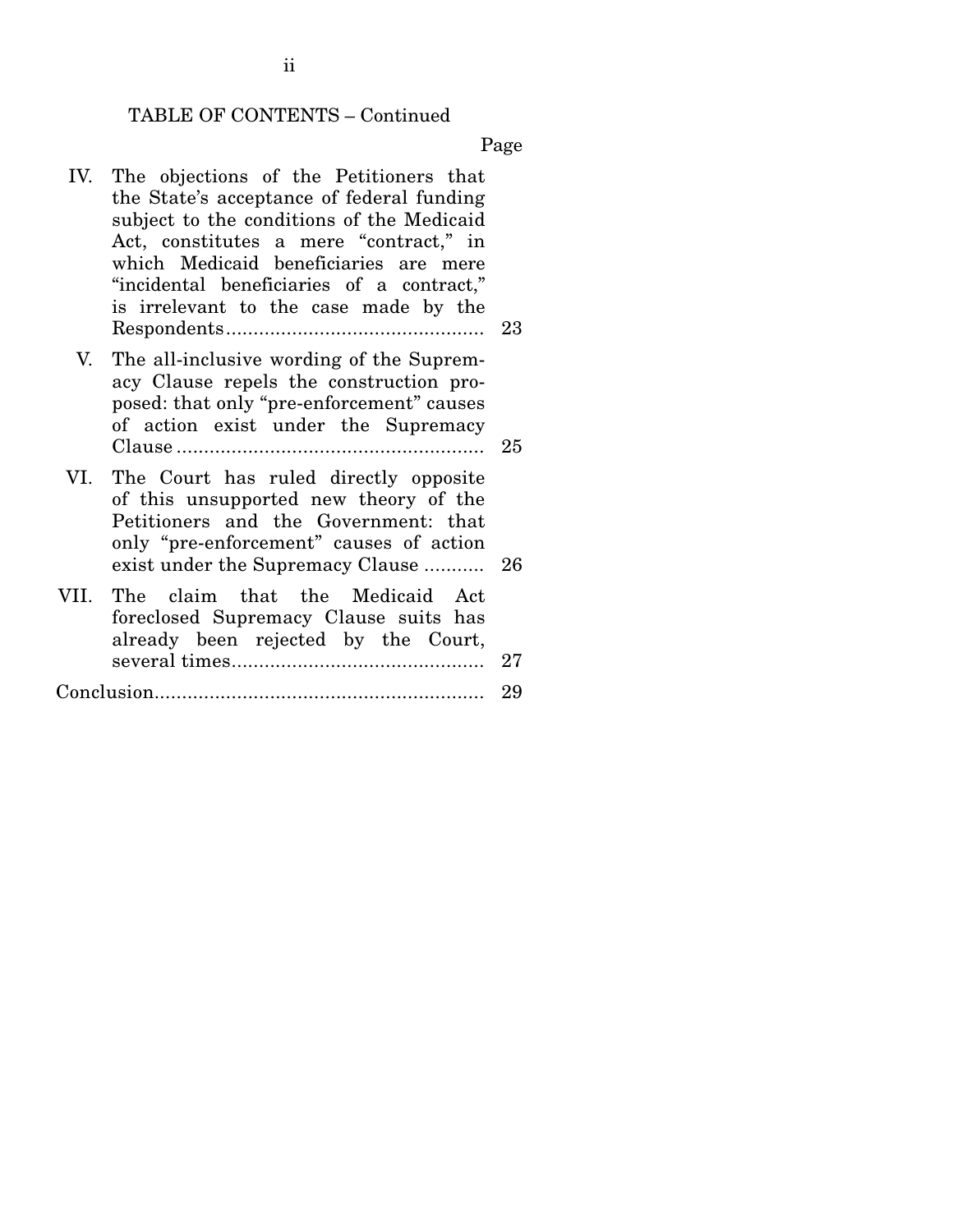TABLE OF CONTENTS – Continued

| | | Page |
|---|---|---|
| IV. | The objections of the Petitioners that the State's acceptance of federal funding subject to the conditions of the Medicaid Act, constitutes a mere "contract," in which Medicaid beneficiaries are mere "incidental beneficiaries of a contract," is irrelevant to the case made by the Respondents | 23 |
| V. | The all-inclusive wording of the Supremacy Clause repels the construction proposed: that only "pre-enforcement" causes of action exist under the Supremacy Clause | 25 |
| VI. | The Court has ruled directly opposite of this unsupported new theory of the Petitioners and the Government: that only "pre-enforcement" causes of action exist under the Supremacy Clause | 26 |
| VII. | The claim that the Medicaid Act foreclosed Supremacy Clause suits has already been rejected by the Court, several times | 27 |
| Conclusion | | 29 |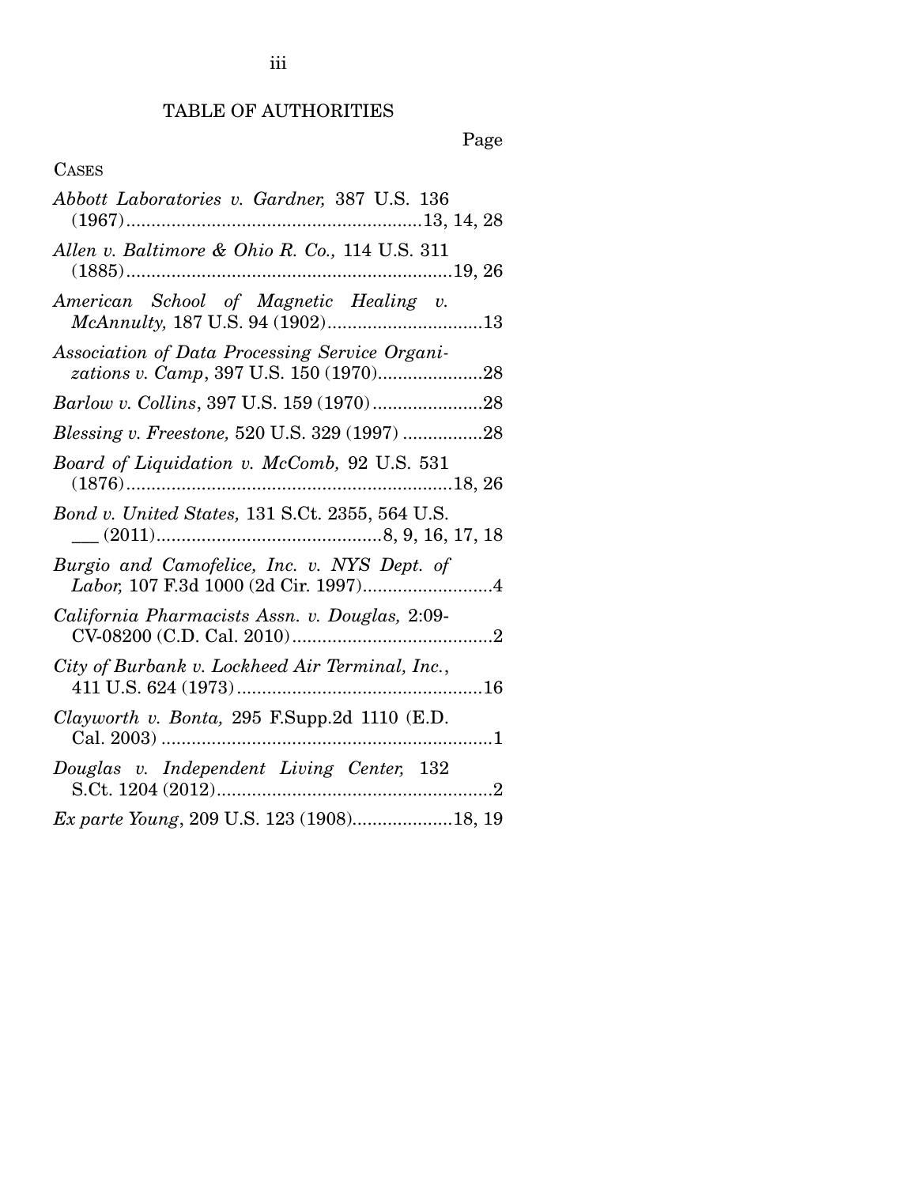## TABLE OF AUTHORITIES

Page

CASES

*Abbott Laboratories v. Gardner,* 387 U.S. 136 (1967)............................................................13, 14, 28

*Allen v. Baltimore & Ohio R. Co.,* 114 U.S. 311 (1885)..................................................................19, 26

*American School of Magnetic Healing v. McAnnulty,* 187 U.S. 94 (1902)...............................13

*Association of Data Processing Service Organizations v. Camp*, 397 U.S. 150 (1970).....................28

*Barlow v. Collins*, 397 U.S. 159 (1970)......................28

*Blessing v. Freestone,* 520 U.S. 329 (1997) ................28

*Board of Liquidation v. McComb,* 92 U.S. 531 (1876)..................................................................18, 26

*Bond v. United States,* 131 S.Ct. 2355, 564 U.S. ___ (2011).............................................8, 9, 16, 17, 18

*Burgio and Camofelice, Inc. v. NYS Dept. of Labor,* 107 F.3d 1000 (2d Cir. 1997).........................4

*California Pharmacists Assn. v. Douglas,* 2:09-CV-08200 (C.D. Cal. 2010)........................................2

*City of Burbank v. Lockheed Air Terminal, Inc.*, 411 U.S. 624 (1973)..................................................16

*Clayworth v. Bonta,* 295 F.Supp.2d 1110 (E.D. Cal. 2003) ..................................................................1

*Douglas v. Independent Living Center,* 132 S.Ct. 1204 (2012).......................................................2

*Ex parte Young*, 209 U.S. 123 (1908)....................18, 19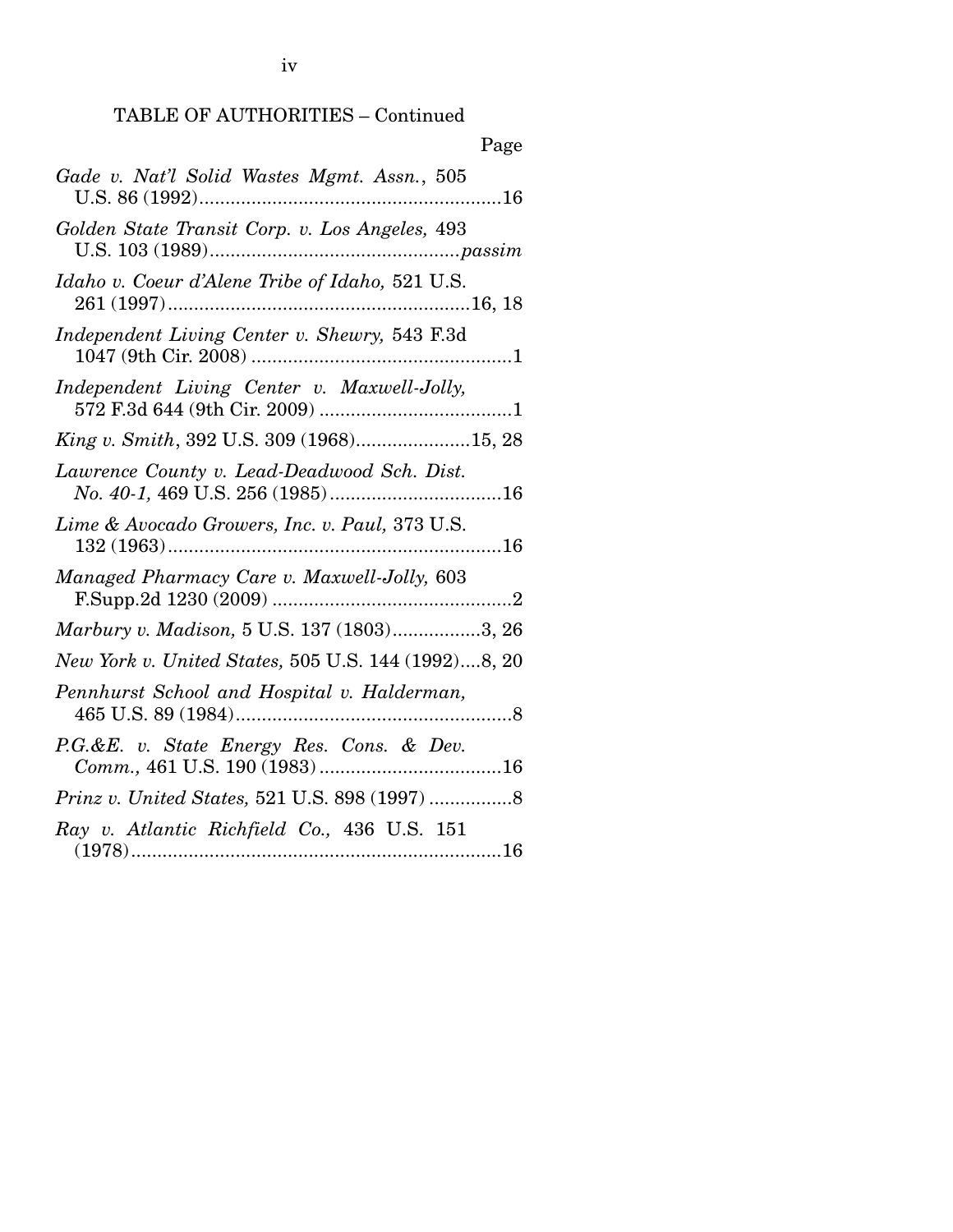TABLE OF AUTHORITIES – Continued

Page

*Gade v. Nat'l Solid Wastes Mgmt. Assn.*, 505 U.S. 86 (1992)..........................................................16

*Golden State Transit Corp. v. Los Angeles,* 493 U.S. 103 (1989)...............................................*passim*

*Idaho v. Coeur d'Alene Tribe of Idaho,* 521 U.S. 261 (1997)..........................................................16, 18

*Independent Living Center v. Shewry,* 543 F.3d 1047 (9th Cir. 2008) ..................................................1

*Independent Living Center v. Maxwell-Jolly,* 572 F.3d 644 (9th Cir. 2009) .....................................1

*King v. Smith*, 392 U.S. 309 (1968)......................15, 28

*Lawrence County v. Lead-Deadwood Sch. Dist. No. 40-1,* 469 U.S. 256 (1985).................................16

*Lime & Avocado Growers, Inc. v. Paul,* 373 U.S. 132 (1963)................................................................16

*Managed Pharmacy Care v. Maxwell-Jolly,* 603 F.Supp.2d 1230 (2009) ..............................................2

*Marbury v. Madison,* 5 U.S. 137 (1803).................3, 26

*New York v. United States,* 505 U.S. 144 (1992)....8, 20

*Pennhurst School and Hospital v. Halderman,* 465 U.S. 89 (1984).....................................................8

*P.G.&E. v. State Energy Res. Cons. & Dev. Comm.,* 461 U.S. 190 (1983)...................................16

*Prinz v. United States,* 521 U.S. 898 (1997) ................8

*Ray v. Atlantic Richfield Co.,* 436 U.S. 151 (1978).......................................................................16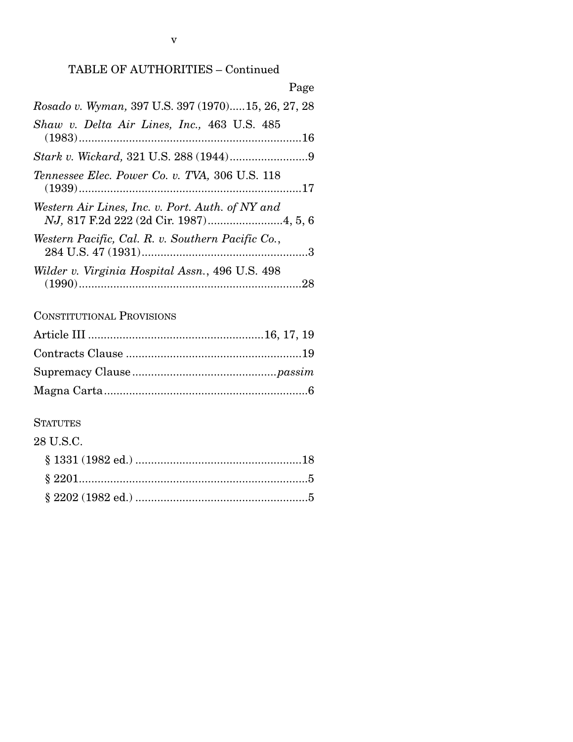TABLE OF AUTHORITIES – Continued

Page

*Rosado v. Wyman,* 397 U.S. 397 (1970).....15, 26, 27, 28

*Shaw v. Delta Air Lines, Inc.,* 463 U.S. 485 (1983)........................................................................16

*Stark v. Wickard,* 321 U.S. 288 (1944).........................9

*Tennessee Elec. Power Co. v. TVA,* 306 U.S. 118 (1939)........................................................................17

*Western Air Lines, Inc. v. Port. Auth. of NY and NJ,* 817 F.2d 222 (2d Cir. 1987)........................4, 5, 6

*Western Pacific, Cal. R. v. Southern Pacific Co.*, 284 U.S. 47 (1931).....................................................3

*Wilder v. Virginia Hospital Assn.*, 496 U.S. 498 (1990)........................................................................28

CONSTITUTIONAL PROVISIONS

Article III .......................................................16, 17, 19

Contracts Clause .......................................................19

Supremacy Clause.............................................*passim*

Magna Carta.................................................................6

STATUTES

28 U.S.C.

- § 1331 (1982 ed.) .....................................................18
- § 2201.........................................................................5
- § 2202 (1982 ed.) .......................................................5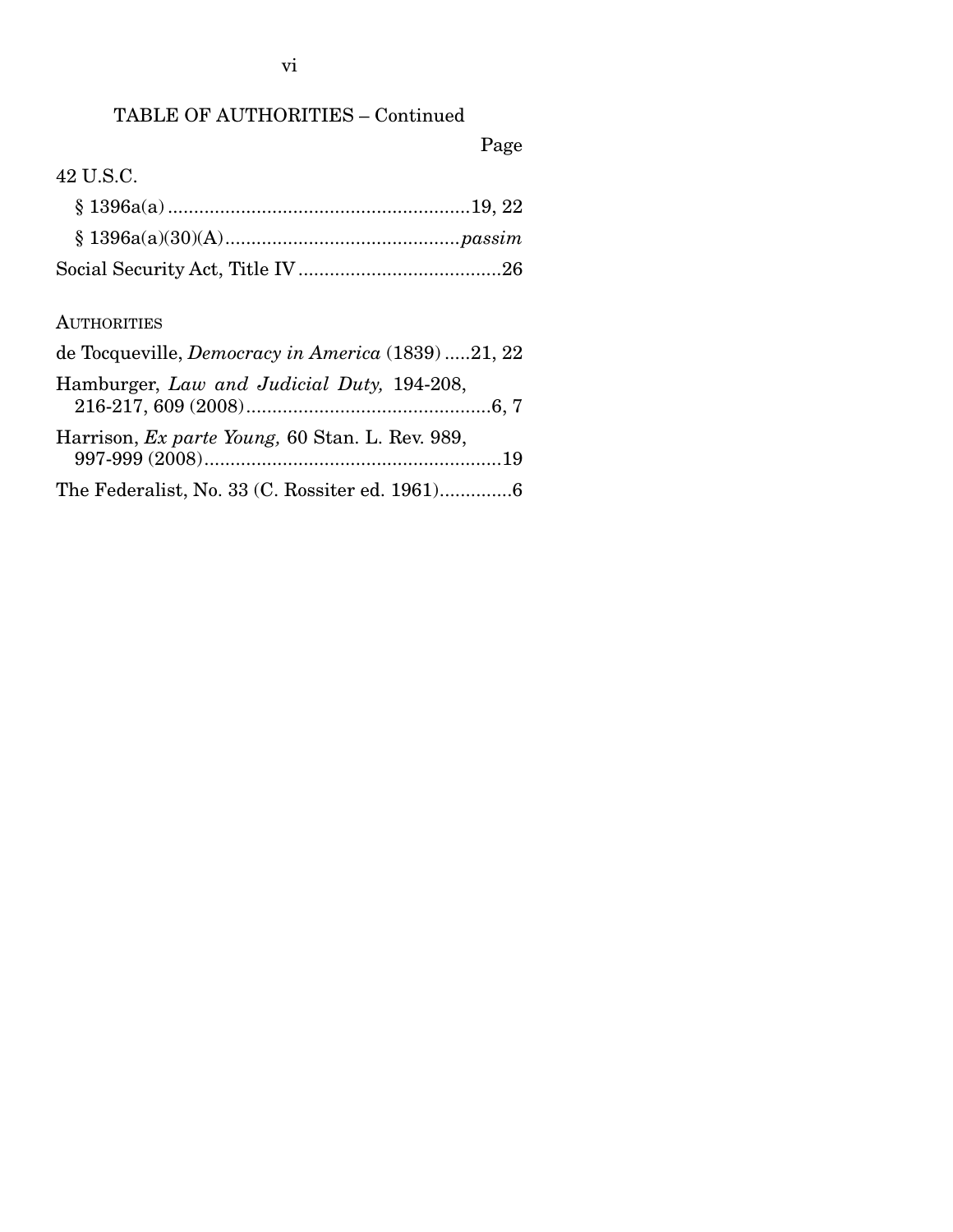TABLE OF AUTHORITIES – Continued

Page

42 U.S.C.

§ 1396a(a) ..........................................................19, 22

§ 1396a(a)(30)(A) ............................................*passim*

Social Security Act, Title IV .......................................26

AUTHORITIES

de Tocqueville, *Democracy in America* (1839) .....21, 22

Hamburger, *Law and Judicial Duty,* 194-208, 216-217, 609 (2008)...............................................6, 7

Harrison, *Ex parte Young,* 60 Stan. L. Rev. 989, 997-999 (2008)..........................................................19

The Federalist, No. 33 (C. Rossiter ed. 1961).............6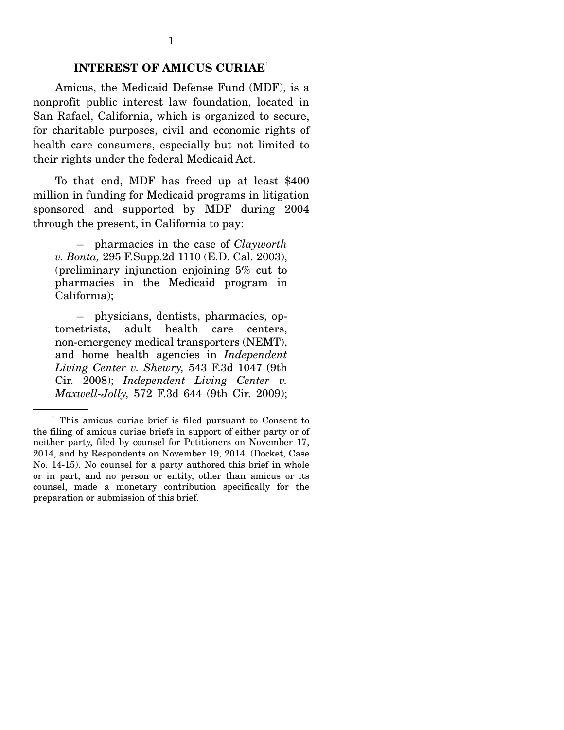## INTEREST OF AMICUS CURIAE[1]

Amicus, the Medicaid Defense Fund (MDF), is a nonprofit public interest law foundation, located in San Rafael, California, which is organized to secure, for charitable purposes, civil and economic rights of health care consumers, especially but not limited to their rights under the federal Medicaid Act.

To that end, MDF has freed up at least $400 million in funding for Medicaid programs in litigation sponsored and supported by MDF during 2004 through the present, in California to pay:

– pharmacies in the case of *Clayworth v. Bonta,* 295 F.Supp.2d 1110 (E.D. Cal. 2003), (preliminary injunction enjoining 5% cut to pharmacies in the Medicaid program in California);

– physicians, dentists, pharmacies, optometrists, adult health care centers, non-emergency medical transporters (NEMT), and home health agencies in *Independent Living Center v. Shewry,* 543 F.3d 1047 (9th Cir. 2008); *Independent Living Center v. Maxwell-Jolly,* 572 F.3d 644 (9th Cir. 2009);

---

[1] This amicus curiae brief is filed pursuant to Consent to the filing of amicus curiae briefs in support of either party or of neither party, filed by counsel for Petitioners on November 17, 2014, and by Respondents on November 19, 2014. (Docket, Case No. 14-15). No counsel for a party authored this brief in whole or in part, and no person or entity, other than amicus or its counsel, made a monetary contribution specifically for the preparation or submission of this brief.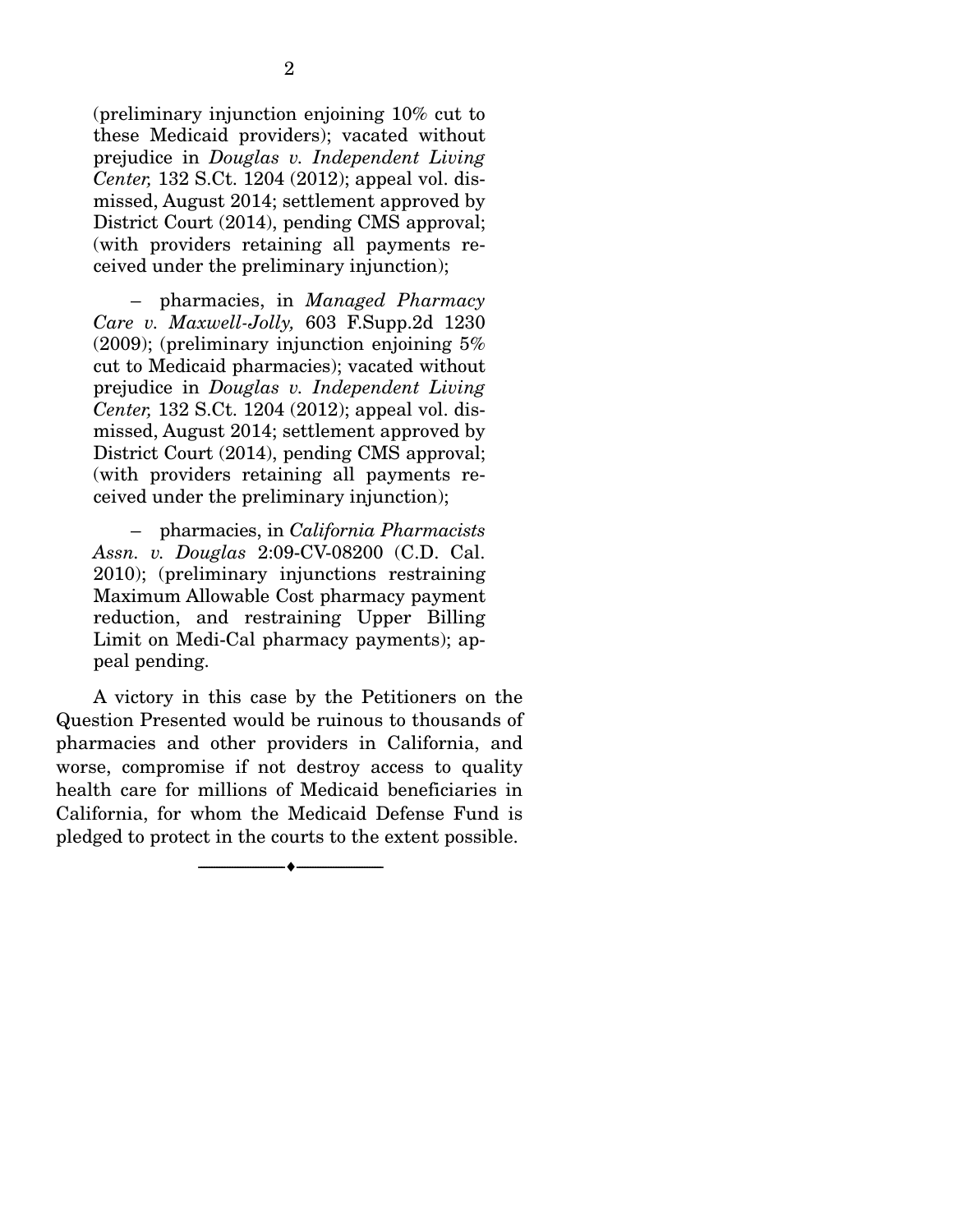(preliminary injunction enjoining 10% cut to these Medicaid providers); vacated without prejudice in *Douglas v. Independent Living Center,* 132 S.Ct. 1204 (2012); appeal vol. dismissed, August 2014; settlement approved by District Court (2014), pending CMS approval; (with providers retaining all payments received under the preliminary injunction);

– pharmacies, in *Managed Pharmacy Care v. Maxwell-Jolly,* 603 F.Supp.2d 1230 (2009); (preliminary injunction enjoining 5% cut to Medicaid pharmacies); vacated without prejudice in *Douglas v. Independent Living Center,* 132 S.Ct. 1204 (2012); appeal vol. dismissed, August 2014; settlement approved by District Court (2014), pending CMS approval; (with providers retaining all payments received under the preliminary injunction);

– pharmacies, in *California Pharmacists Assn. v. Douglas* 2:09-CV-08200 (C.D. Cal. 2010); (preliminary injunctions restraining Maximum Allowable Cost pharmacy payment reduction, and restraining Upper Billing Limit on Medi-Cal pharmacy payments); appeal pending.

A victory in this case by the Petitioners on the Question Presented would be ruinous to thousands of pharmacies and other providers in California, and worse, compromise if not destroy access to quality health care for millions of Medicaid beneficiaries in California, for whom the Medicaid Defense Fund is pledged to protect in the courts to the extent possible.

---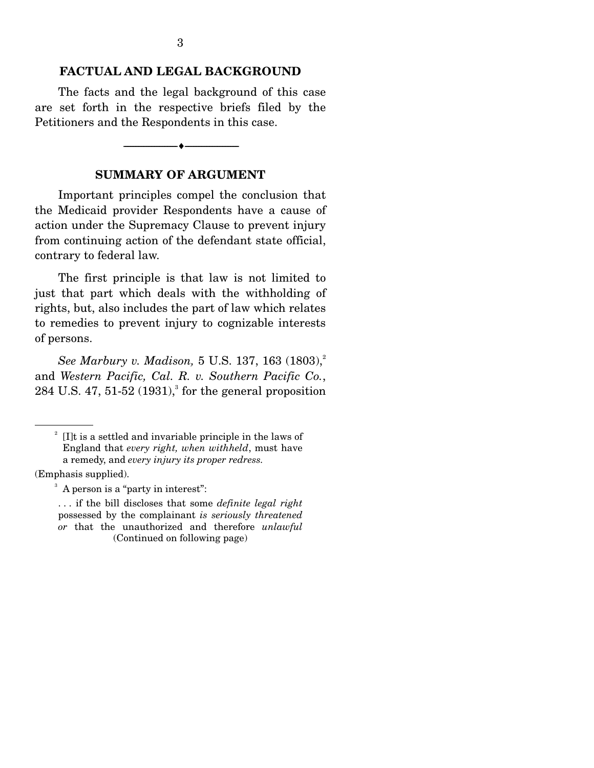## FACTUAL AND LEGAL BACKGROUND

The facts and the legal background of this case are set forth in the respective briefs filed by the Petitioners and the Respondents in this case.

---

## SUMMARY OF ARGUMENT

Important principles compel the conclusion that the Medicaid provider Respondents have a cause of action under the Supremacy Clause to prevent injury from continuing action of the defendant state official, contrary to federal law.

The first principle is that law is not limited to just that part which deals with the withholding of rights, but, also includes the part of law which relates to remedies to prevent injury to cognizable interests of persons.

*See Marbury v. Madison,* 5 U.S. 137, 163 (1803),[2] and *Western Pacific, Cal. R. v. Southern Pacific Co.*, 284 U.S. 47, 51-52 (1931),[3] for the general proposition

---

[2] [I]t is a settled and invariable principle in the laws of England that *every right, when withheld*, must have a remedy, and *every injury its proper redress.*

(Emphasis supplied).

[3] A person is a "party in interest":

. . . if the bill discloses that some *definite legal right* possessed by the complainant *is seriously threatened or* that the unauthorized and therefore *unlawful*

(Continued on following page)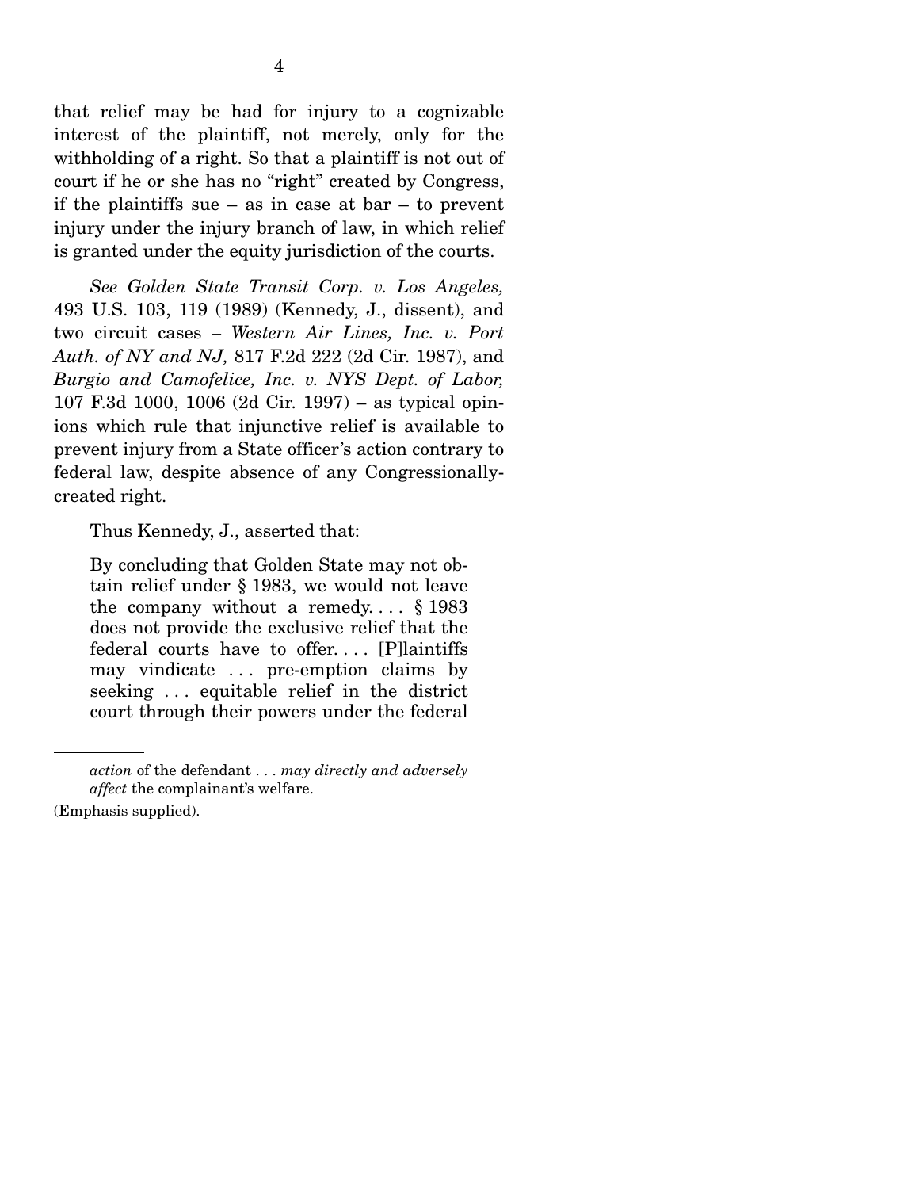that relief may be had for injury to a cognizable interest of the plaintiff, not merely, only for the withholding of a right. So that a plaintiff is not out of court if he or she has no "right" created by Congress, if the plaintiffs sue – as in case at bar – to prevent injury under the injury branch of law, in which relief is granted under the equity jurisdiction of the courts.

*See Golden State Transit Corp. v. Los Angeles,* 493 U.S. 103, 119 (1989) (Kennedy, J., dissent), and two circuit cases – *Western Air Lines, Inc. v. Port Auth. of NY and NJ,* 817 F.2d 222 (2d Cir. 1987), and *Burgio and Camofelice, Inc. v. NYS Dept. of Labor,* 107 F.3d 1000, 1006 (2d Cir. 1997) – as typical opinions which rule that injunctive relief is available to prevent injury from a State officer's action contrary to federal law, despite absence of any Congressionally-created right.

Thus Kennedy, J., asserted that:

> By concluding that Golden State may not obtain relief under § 1983, we would not leave the company without a remedy. . . . § 1983 does not provide the exclusive relief that the federal courts have to offer. . . . [P]laintiffs may vindicate . . . pre-emption claims by seeking . . . equitable relief in the district court through their powers under the federal

---

*action* of the defendant . . . *may directly and adversely affect* the complainant's welfare.

(Emphasis supplied).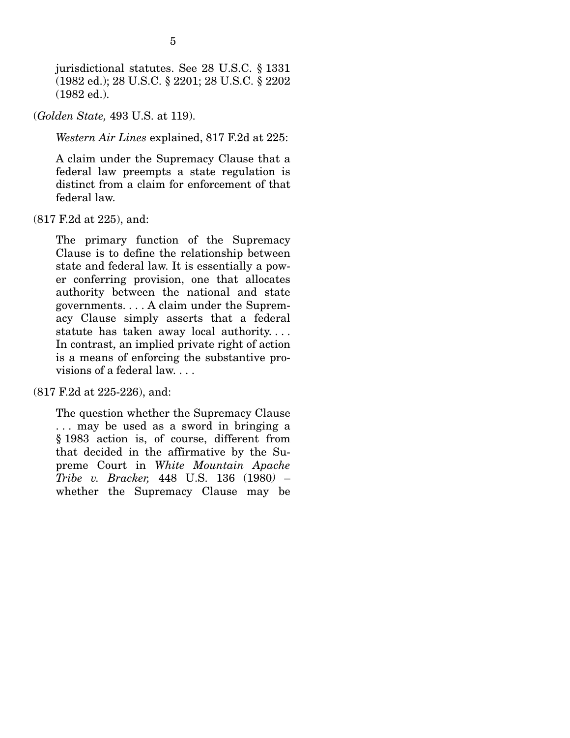> jurisdictional statutes. See 28 U.S.C. § 1331 (1982 ed.); 28 U.S.C. § 2201; 28 U.S.C. § 2202 (1982 ed.).

(*Golden State,* 493 U.S. at 119).

*Western Air Lines* explained, 817 F.2d at 225:

> A claim under the Supremacy Clause that a federal law preempts a state regulation is distinct from a claim for enforcement of that federal law.

(817 F.2d at 225), and:

> The primary function of the Supremacy Clause is to define the relationship between state and federal law. It is essentially a power conferring provision, one that allocates authority between the national and state governments. . . . A claim under the Supremacy Clause simply asserts that a federal statute has taken away local authority. . . . In contrast, an implied private right of action is a means of enforcing the substantive provisions of a federal law. . . .

(817 F.2d at 225-226), and:

> The question whether the Supremacy Clause . . . may be used as a sword in bringing a § 1983 action is, of course, different from that decided in the affirmative by the Supreme Court in *White Mountain Apache Tribe v. Bracker,* 448 U.S. 136 (1980) – whether the Supremacy Clause may be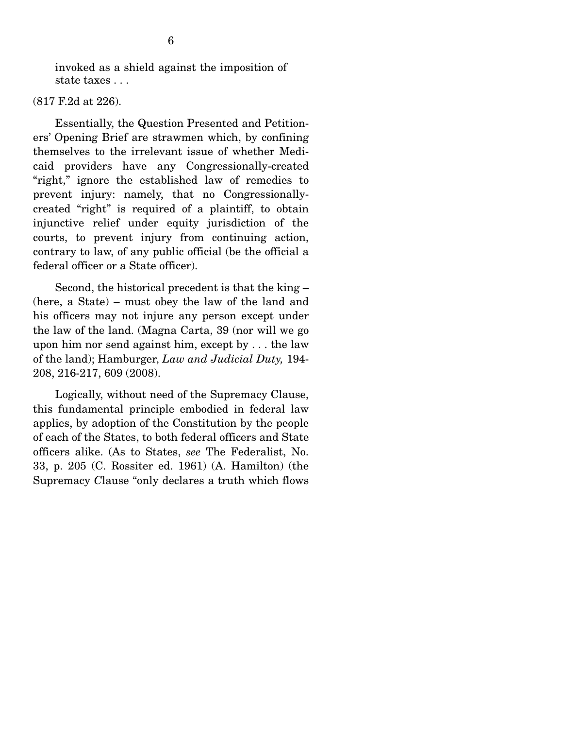> invoked as a shield against the imposition of state taxes . . .

(817 F.2d at 226).

Essentially, the Question Presented and Petitioners' Opening Brief are strawmen which, by confining themselves to the irrelevant issue of whether Medicaid providers have any Congressionally-created "right," ignore the established law of remedies to prevent injury: namely, that no Congressionally-created "right" is required of a plaintiff, to obtain injunctive relief under equity jurisdiction of the courts, to prevent injury from continuing action, contrary to law, of any public official (be the official a federal officer or a State officer).

Second, the historical precedent is that the king – (here, a State) – must obey the law of the land and his officers may not injure any person except under the law of the land. (Magna Carta, 39 (nor will we go upon him nor send against him, except by . . . the law of the land); Hamburger, *Law and Judicial Duty,* 194-208, 216-217, 609 (2008).

Logically, without need of the Supremacy Clause, this fundamental principle embodied in federal law applies, by adoption of the Constitution by the people of each of the States, to both federal officers and State officers alike. (As to States, *see* The Federalist, No. 33, p. 205 (C. Rossiter ed. 1961) (A. Hamilton) (the Supremacy Clause "only declares a truth which flows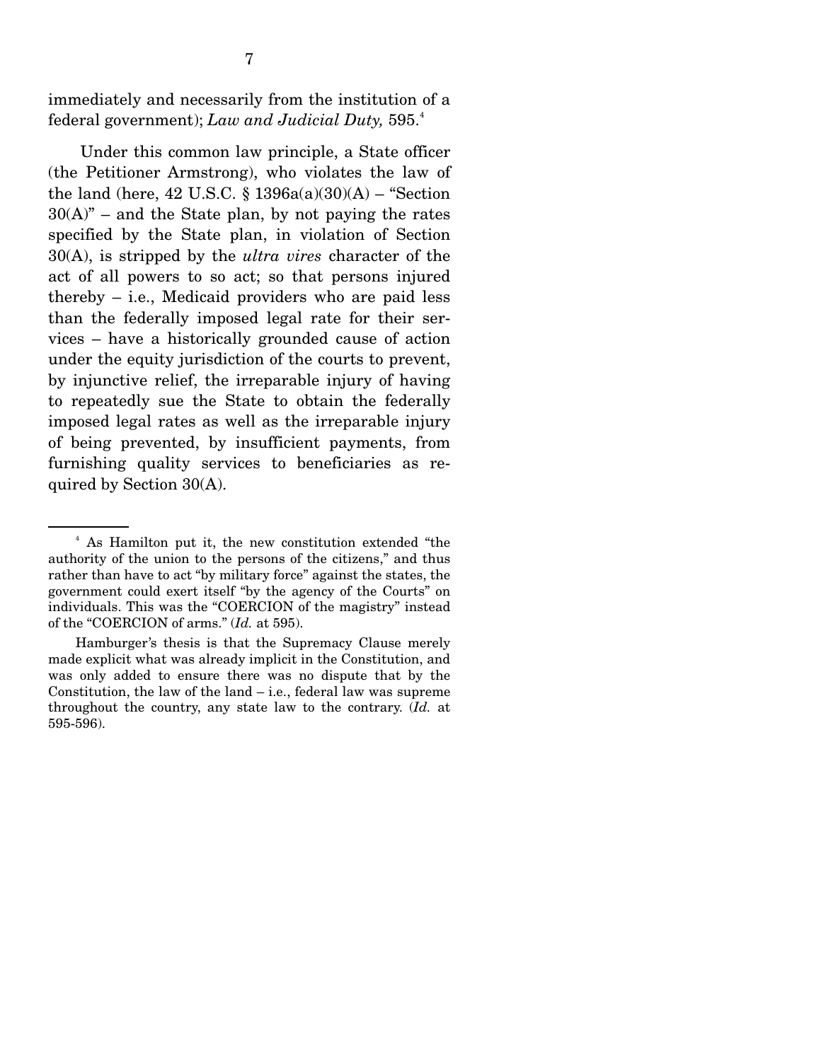immediately and necessarily from the institution of a federal government); *Law and Judicial Duty,* 595.[4]

Under this common law principle, a State officer (the Petitioner Armstrong), who violates the law of the land (here, 42 U.S.C. § 1396a(a)(30)(A) – "Section 30(A)" – and the State plan, by not paying the rates specified by the State plan, in violation of Section 30(A), is stripped by the *ultra vires* character of the act of all powers to so act; so that persons injured thereby – i.e., Medicaid providers who are paid less than the federally imposed legal rate for their services – have a historically grounded cause of action under the equity jurisdiction of the courts to prevent, by injunctive relief, the irreparable injury of having to repeatedly sue the State to obtain the federally imposed legal rates as well as the irreparable injury of being prevented, by insufficient payments, from furnishing quality services to beneficiaries as required by Section 30(A).

---

[4] As Hamilton put it, the new constitution extended "the authority of the union to the persons of the citizens," and thus rather than have to act "by military force" against the states, the government could exert itself "by the agency of the Courts" on individuals. This was the "COERCION of the magistry" instead of the "COERCION of arms." (*Id.* at 595).

Hamburger's thesis is that the Supremacy Clause merely made explicit what was already implicit in the Constitution, and was only added to ensure there was no dispute that by the Constitution, the law of the land – i.e., federal law was supreme throughout the country, any state law to the contrary. (*Id.* at 595-596).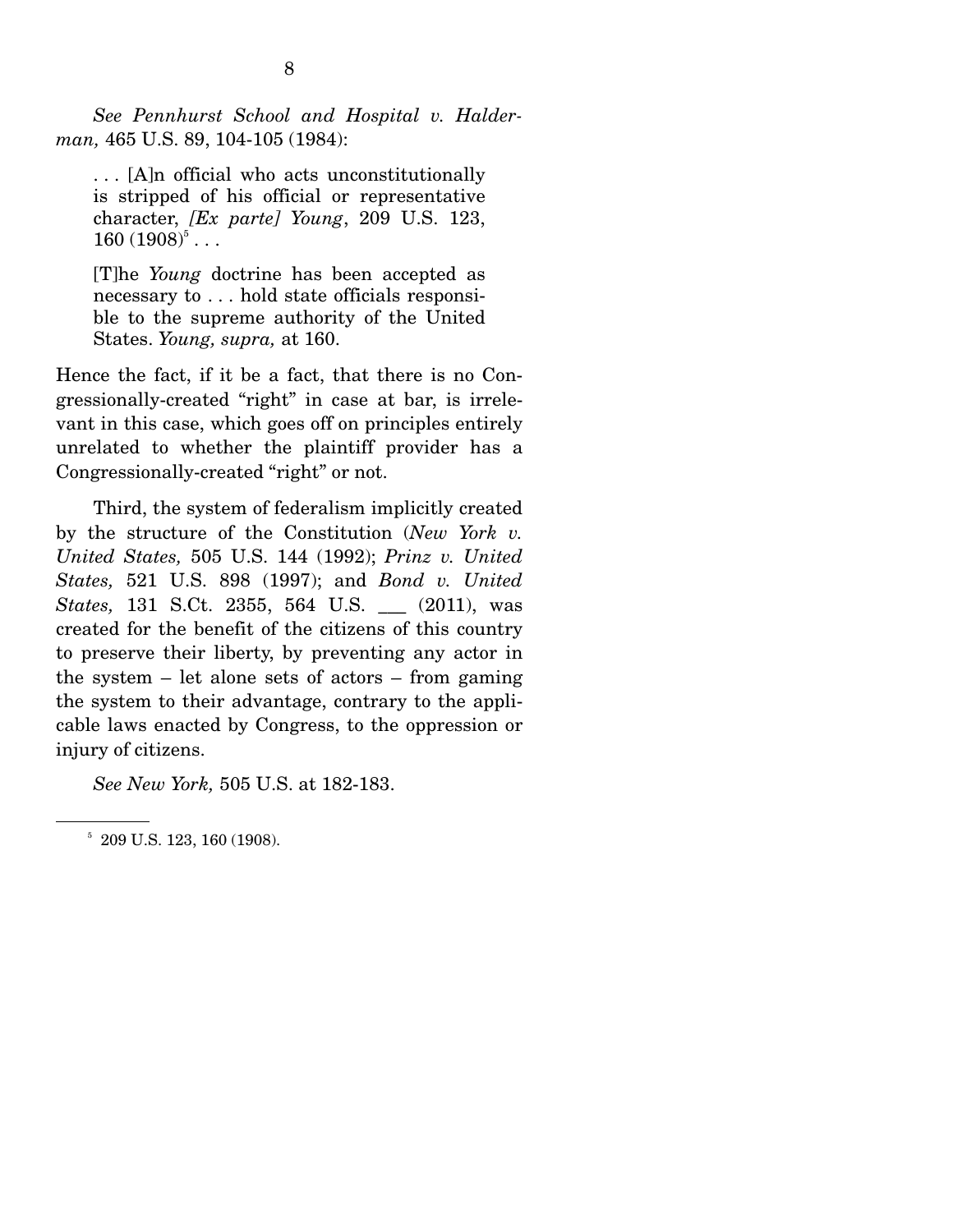*See Pennhurst School and Hospital v. Halderman,* 465 U.S. 89, 104-105 (1984):

> . . . [A]n official who acts unconstitutionally is stripped of his official or representative character, *[Ex parte] Young*, 209 U.S. 123, 160 (1908)[5] . . .
>
> [T]he *Young* doctrine has been accepted as necessary to . . . hold state officials responsible to the supreme authority of the United States. *Young, supra,* at 160.

Hence the fact, if it be a fact, that there is no Congressionally-created "right" in case at bar, is irrelevant in this case, which goes off on principles entirely unrelated to whether the plaintiff provider has a Congressionally-created "right" or not.

Third, the system of federalism implicitly created by the structure of the Constitution (*New York v. United States,* 505 U.S. 144 (1992); *Prinz v. United States,* 521 U.S. 898 (1997); and *Bond v. United States,* 131 S.Ct. 2355, 564 U.S. ___ (2011), was created for the benefit of the citizens of this country to preserve their liberty, by preventing any actor in the system – let alone sets of actors – from gaming the system to their advantage, contrary to the applicable laws enacted by Congress, to the oppression or injury of citizens.

*See New York,* 505 U.S. at 182-183.

---

[5] 209 U.S. 123, 160 (1908).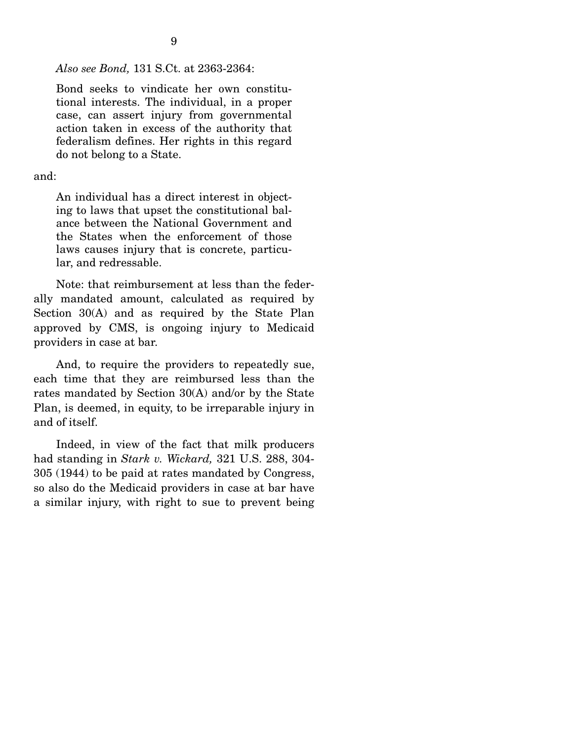*Also see Bond,* 131 S.Ct. at 2363-2364:

> Bond seeks to vindicate her own constitutional interests. The individual, in a proper case, can assert injury from governmental action taken in excess of the authority that federalism defines. Her rights in this regard do not belong to a State.

and:

> An individual has a direct interest in objecting to laws that upset the constitutional balance between the National Government and the States when the enforcement of those laws causes injury that is concrete, particular, and redressable.

Note: that reimbursement at less than the federally mandated amount, calculated as required by Section 30(A) and as required by the State Plan approved by CMS, is ongoing injury to Medicaid providers in case at bar.

And, to require the providers to repeatedly sue, each time that they are reimbursed less than the rates mandated by Section 30(A) and/or by the State Plan, is deemed, in equity, to be irreparable injury in and of itself.

Indeed, in view of the fact that milk producers had standing in *Stark v. Wickard,* 321 U.S. 288, 304-305 (1944) to be paid at rates mandated by Congress, so also do the Medicaid providers in case at bar have a similar injury, with right to sue to prevent being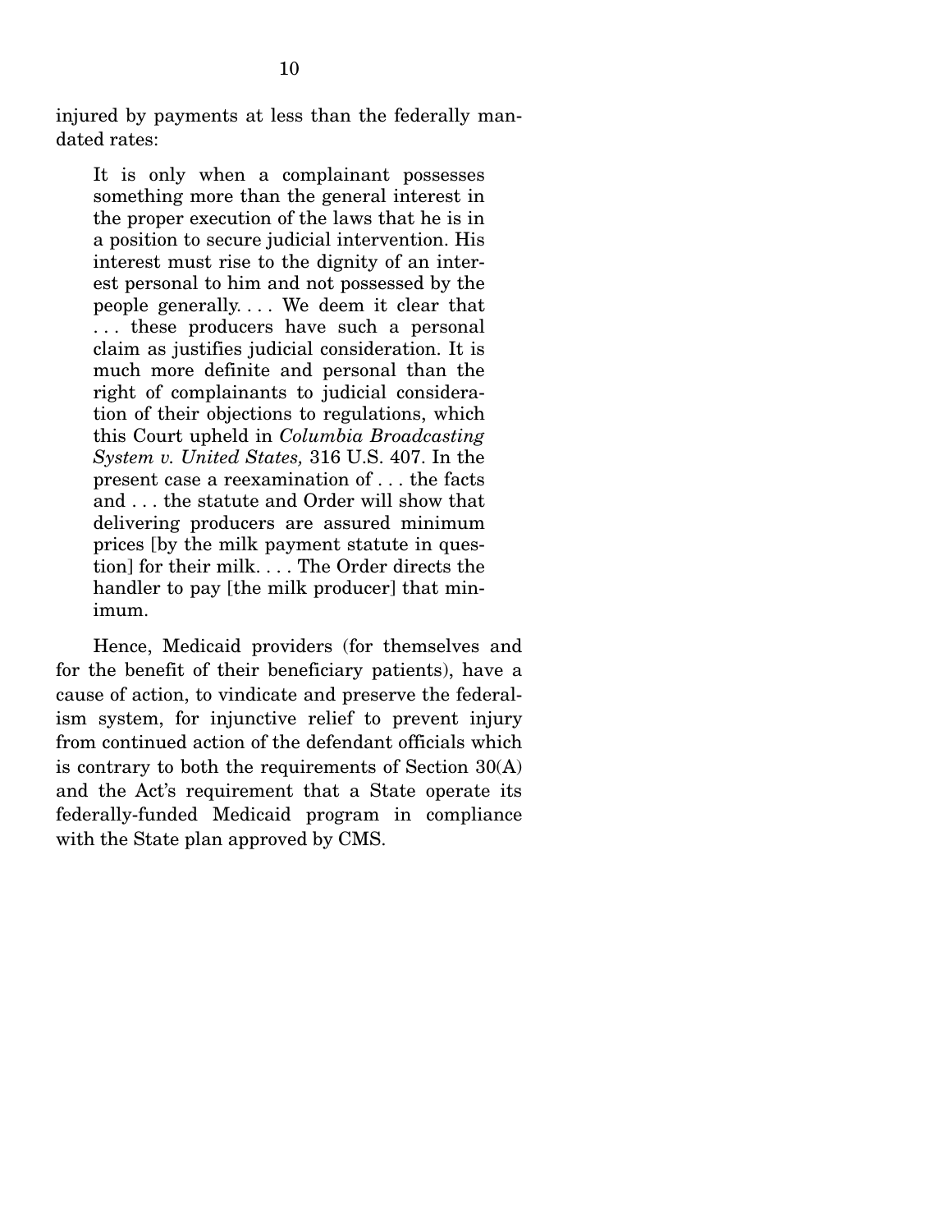injured by payments at less than the federally mandated rates:

> It is only when a complainant possesses something more than the general interest in the proper execution of the laws that he is in a position to secure judicial intervention. His interest must rise to the dignity of an interest personal to him and not possessed by the people generally. . . . We deem it clear that . . . these producers have such a personal claim as justifies judicial consideration. It is much more definite and personal than the right of complainants to judicial consideration of their objections to regulations, which this Court upheld in *Columbia Broadcasting System v. United States,* 316 U.S. 407. In the present case a reexamination of . . . the facts and . . . the statute and Order will show that delivering producers are assured minimum prices [by the milk payment statute in question] for their milk. . . . The Order directs the handler to pay [the milk producer] that minimum.

Hence, Medicaid providers (for themselves and for the benefit of their beneficiary patients), have a cause of action, to vindicate and preserve the federalism system, for injunctive relief to prevent injury from continued action of the defendant officials which is contrary to both the requirements of Section 30(A) and the Act's requirement that a State operate its federally-funded Medicaid program in compliance with the State plan approved by CMS.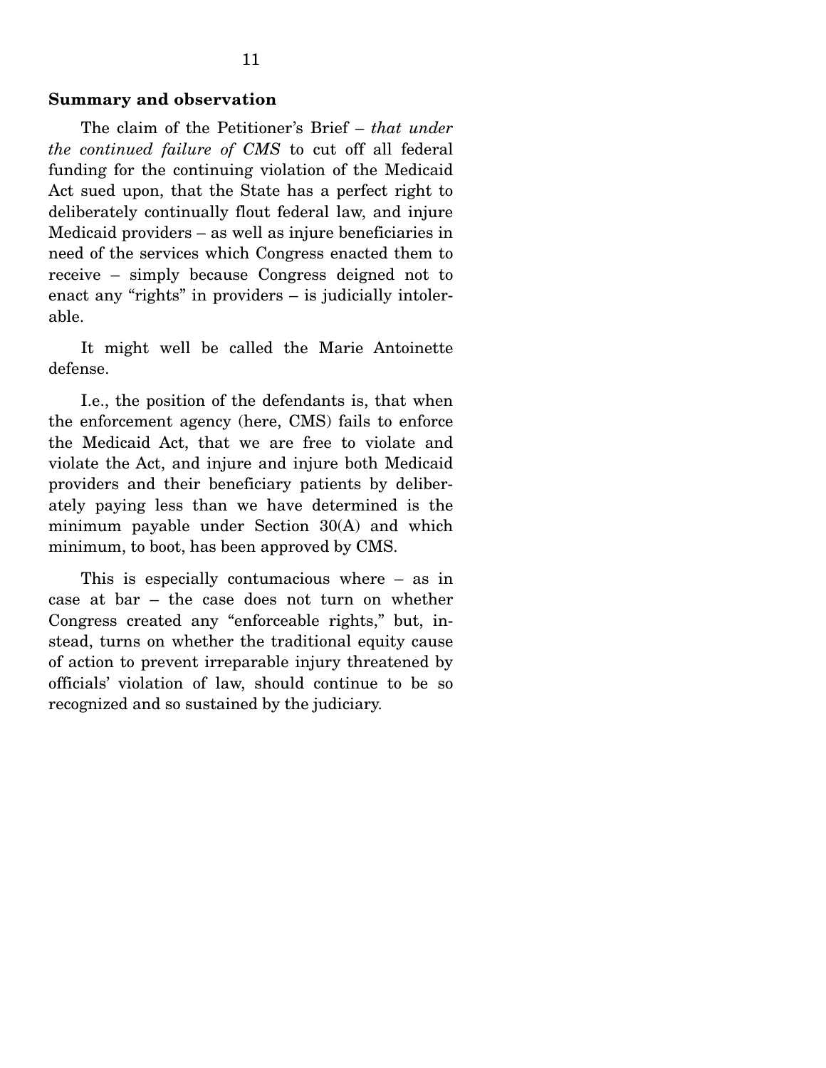**Summary and observation**

The claim of the Petitioner's Brief – *that under the continued failure of CMS* to cut off all federal funding for the continuing violation of the Medicaid Act sued upon, that the State has a perfect right to deliberately continually flout federal law, and injure Medicaid providers – as well as injure beneficiaries in need of the services which Congress enacted them to receive – simply because Congress deigned not to enact any "rights" in providers – is judicially intolerable.

It might well be called the Marie Antoinette defense.

I.e., the position of the defendants is, that when the enforcement agency (here, CMS) fails to enforce the Medicaid Act, that we are free to violate and violate the Act, and injure and injure both Medicaid providers and their beneficiary patients by deliberately paying less than we have determined is the minimum payable under Section 30(A) and which minimum, to boot, has been approved by CMS.

This is especially contumacious where – as in case at bar – the case does not turn on whether Congress created any "enforceable rights," but, instead, turns on whether the traditional equity cause of action to prevent irreparable injury threatened by officials' violation of law, should continue to be so recognized and so sustained by the judiciary.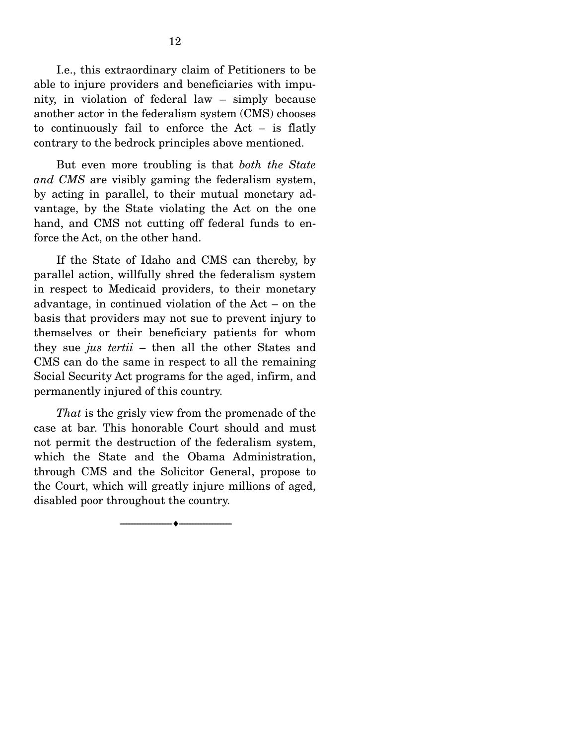I.e., this extraordinary claim of Petitioners to be able to injure providers and beneficiaries with impunity, in violation of federal law – simply because another actor in the federalism system (CMS) chooses to continuously fail to enforce the Act – is flatly contrary to the bedrock principles above mentioned.

But even more troubling is that *both the State and CMS* are visibly gaming the federalism system, by acting in parallel, to their mutual monetary advantage, by the State violating the Act on the one hand, and CMS not cutting off federal funds to enforce the Act, on the other hand.

If the State of Idaho and CMS can thereby, by parallel action, willfully shred the federalism system in respect to Medicaid providers, to their monetary advantage, in continued violation of the Act – on the basis that providers may not sue to prevent injury to themselves or their beneficiary patients for whom they sue *jus tertii* – then all the other States and CMS can do the same in respect to all the remaining Social Security Act programs for the aged, infirm, and permanently injured of this country.

*That* is the grisly view from the promenade of the case at bar. This honorable Court should and must not permit the destruction of the federalism system, which the State and the Obama Administration, through CMS and the Solicitor General, propose to the Court, which will greatly injure millions of aged, disabled poor throughout the country.

---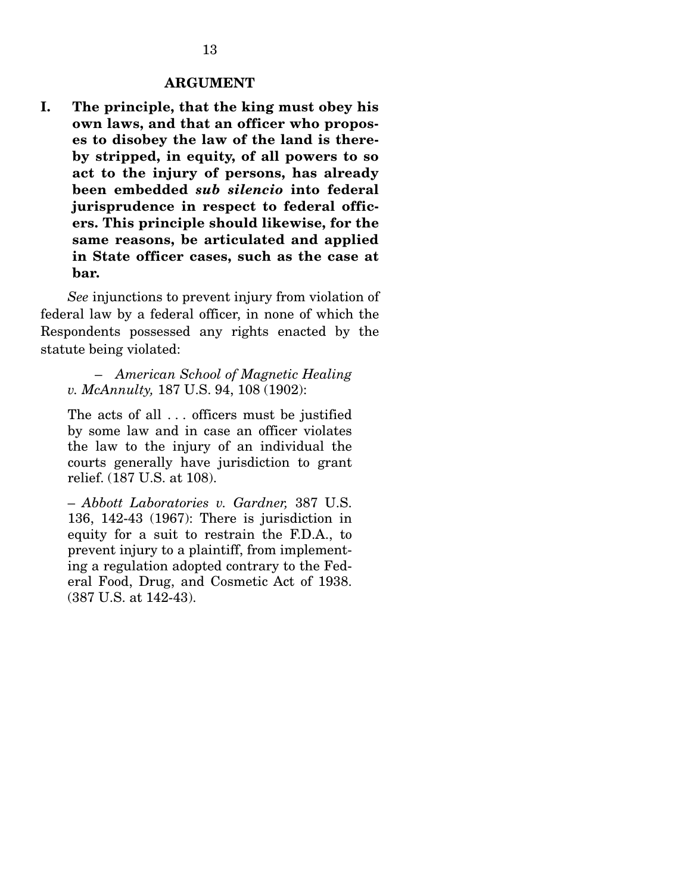## ARGUMENT

**I. The principle, that the king must obey his own laws, and that an officer who proposes to disobey the law of the land is thereby stripped, in equity, of all powers to so act to the injury of persons, has already been embedded *sub silencio* into federal jurisprudence in respect to federal officers. This principle should likewise, for the same reasons, be articulated and applied in State officer cases, such as the case at bar.**

*See* injunctions to prevent injury from violation of federal law by a federal officer, in none of which the Respondents possessed any rights enacted by the statute being violated:

> – *American School of Magnetic Healing v. McAnnulty,* 187 U.S. 94, 108 (1902):
>
> The acts of all . . . officers must be justified by some law and in case an officer violates the law to the injury of an individual the courts generally have jurisdiction to grant relief. (187 U.S. at 108).
>
> – *Abbott Laboratories v. Gardner,* 387 U.S. 136, 142-43 (1967): There is jurisdiction in equity for a suit to restrain the F.D.A., to prevent injury to a plaintiff, from implementing a regulation adopted contrary to the Federal Food, Drug, and Cosmetic Act of 1938. (387 U.S. at 142-43).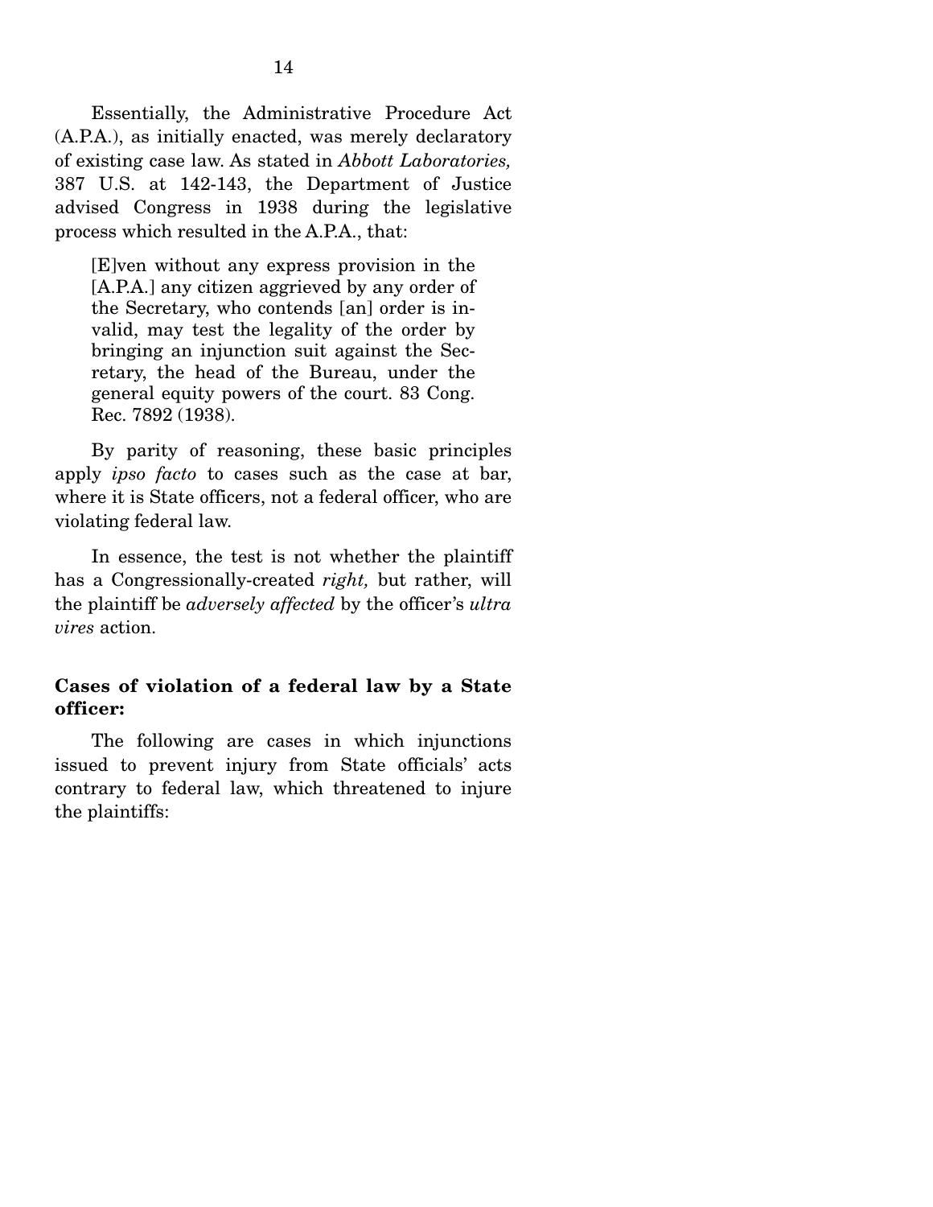Essentially, the Administrative Procedure Act (A.P.A.), as initially enacted, was merely declaratory of existing case law. As stated in *Abbott Laboratories,* 387 U.S. at 142-143, the Department of Justice advised Congress in 1938 during the legislative process which resulted in the A.P.A., that:

> [E]ven without any express provision in the [A.P.A.] any citizen aggrieved by any order of the Secretary, who contends [an] order is invalid, may test the legality of the order by bringing an injunction suit against the Secretary, the head of the Bureau, under the general equity powers of the court. 83 Cong. Rec. 7892 (1938).

By parity of reasoning, these basic principles apply *ipso facto* to cases such as the case at bar, where it is State officers, not a federal officer, who are violating federal law.

In essence, the test is not whether the plaintiff has a Congressionally-created *right,* but rather, will the plaintiff be *adversely affected* by the officer's *ultra vires* action.

**Cases of violation of a federal law by a State officer:**

The following are cases in which injunctions issued to prevent injury from State officials' acts contrary to federal law, which threatened to injure the plaintiffs: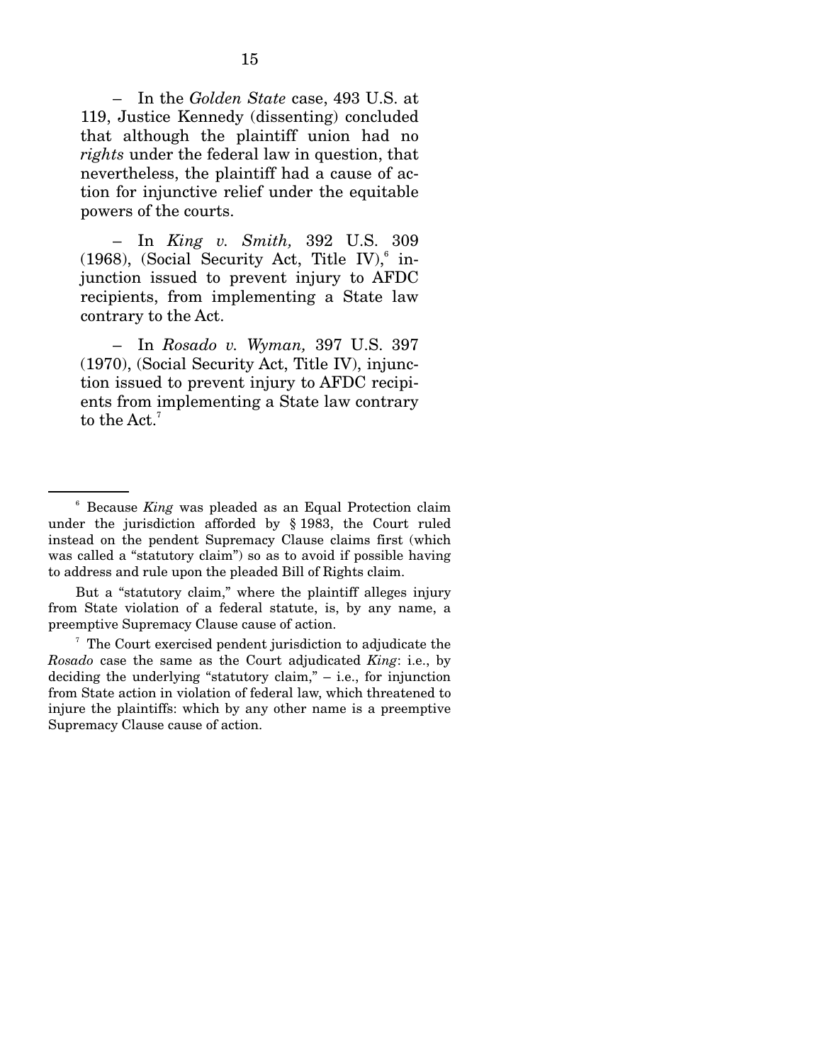– In the *Golden State* case, 493 U.S. at 119, Justice Kennedy (dissenting) concluded that although the plaintiff union had no *rights* under the federal law in question, that nevertheless, the plaintiff had a cause of action for injunctive relief under the equitable powers of the courts.

– In *King v. Smith,* 392 U.S. 309 (1968), (Social Security Act, Title IV),[6] injunction issued to prevent injury to AFDC recipients, from implementing a State law contrary to the Act.

– In *Rosado v. Wyman,* 397 U.S. 397 (1970), (Social Security Act, Title IV), injunction issued to prevent injury to AFDC recipients from implementing a State law contrary to the Act.[7]

---

[6] Because *King* was pleaded as an Equal Protection claim under the jurisdiction afforded by § 1983, the Court ruled instead on the pendent Supremacy Clause claims first (which was called a "statutory claim") so as to avoid if possible having to address and rule upon the pleaded Bill of Rights claim.

But a "statutory claim," where the plaintiff alleges injury from State violation of a federal statute, is, by any name, a preemptive Supremacy Clause cause of action.

[7] The Court exercised pendent jurisdiction to adjudicate the *Rosado* case the same as the Court adjudicated *King*: i.e., by deciding the underlying "statutory claim," – i.e., for injunction from State action in violation of federal law, which threatened to injure the plaintiffs: which by any other name is a preemptive Supremacy Clause cause of action.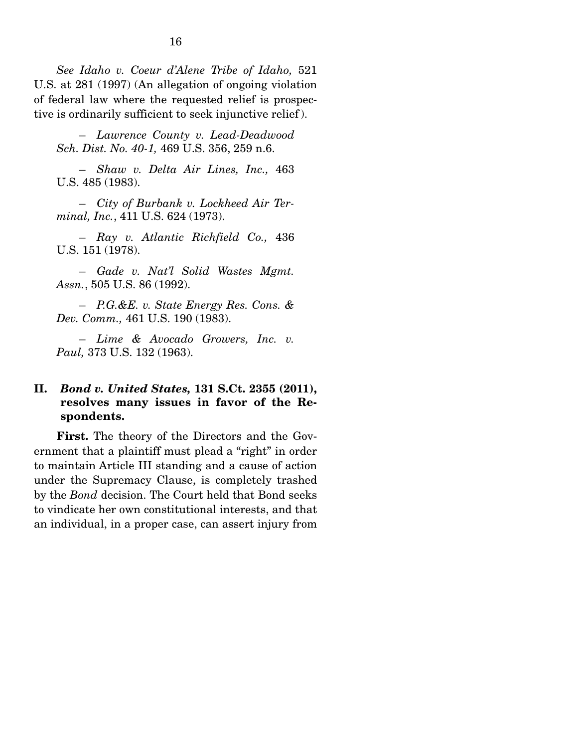*See Idaho v. Coeur d'Alene Tribe of Idaho,* 521 U.S. at 281 (1997) (An allegation of ongoing violation of federal law where the requested relief is prospective is ordinarily sufficient to seek injunctive relief).

– *Lawrence County v. Lead-Deadwood Sch. Dist. No. 40-1,* 469 U.S. 356, 259 n.6.

– *Shaw v. Delta Air Lines, Inc.,* 463 U.S. 485 (1983).

– *City of Burbank v. Lockheed Air Terminal, Inc.*, 411 U.S. 624 (1973).

– *Ray v. Atlantic Richfield Co.,* 436 U.S. 151 (1978).

– *Gade v. Nat'l Solid Wastes Mgmt. Assn.*, 505 U.S. 86 (1992).

– *P.G.&E. v. State Energy Res. Cons. & Dev. Comm.,* 461 U.S. 190 (1983).

– *Lime & Avocado Growers, Inc. v. Paul,* 373 U.S. 132 (1963).

## II. *Bond v. United States,* 131 S.Ct. 2355 (2011), resolves many issues in favor of the Respondents.

**First.** The theory of the Directors and the Government that a plaintiff must plead a "right" in order to maintain Article III standing and a cause of action under the Supremacy Clause, is completely trashed by the *Bond* decision. The Court held that Bond seeks to vindicate her own constitutional interests, and that an individual, in a proper case, can assert injury from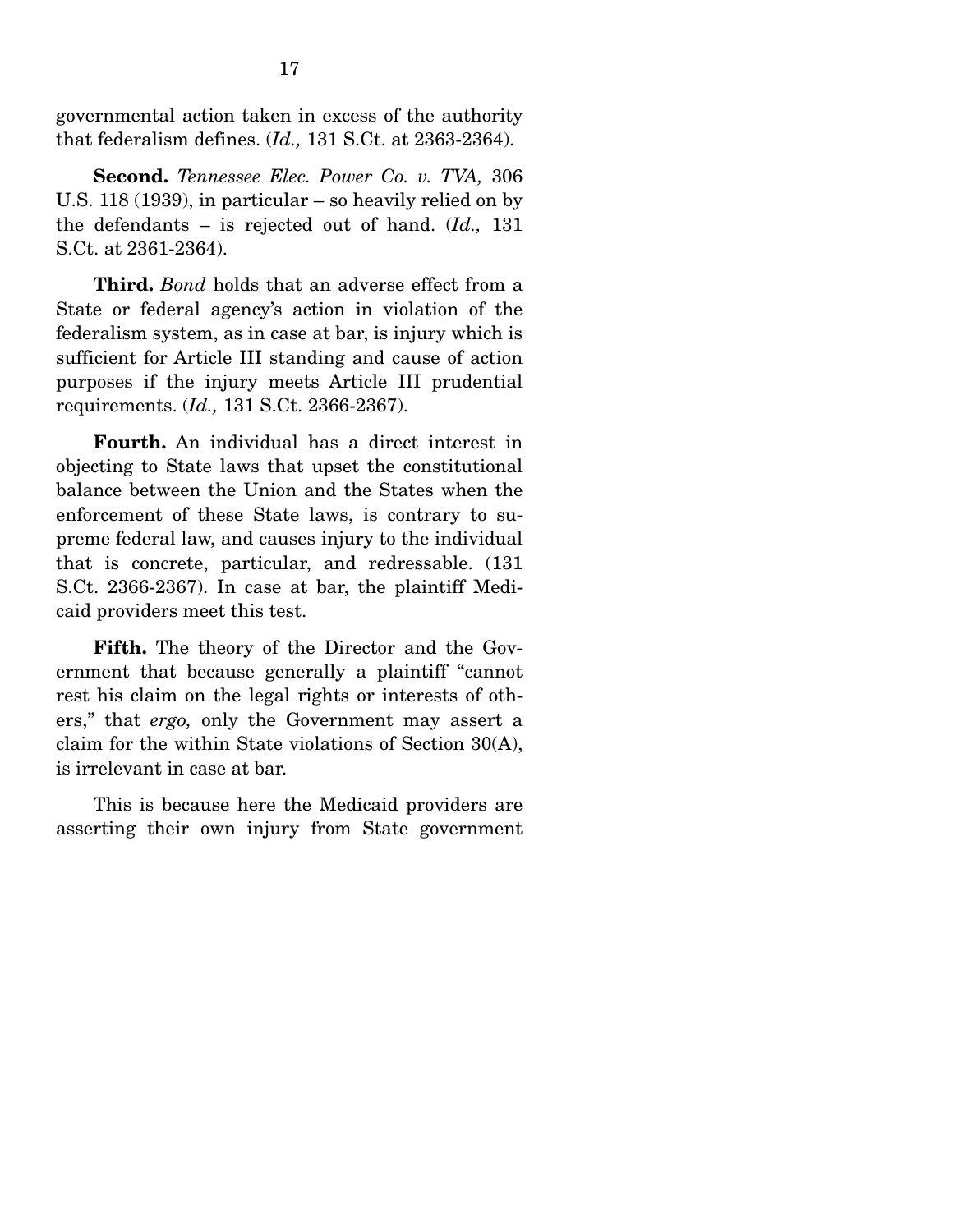governmental action taken in excess of the authority that federalism defines. (*Id.,* 131 S.Ct. at 2363-2364).

**Second.** *Tennessee Elec. Power Co. v. TVA,* 306 U.S. 118 (1939), in particular – so heavily relied on by the defendants – is rejected out of hand. (*Id.,* 131 S.Ct. at 2361-2364).

**Third.** *Bond* holds that an adverse effect from a State or federal agency's action in violation of the federalism system, as in case at bar, is injury which is sufficient for Article III standing and cause of action purposes if the injury meets Article III prudential requirements. (*Id.,* 131 S.Ct. 2366-2367).

**Fourth.** An individual has a direct interest in objecting to State laws that upset the constitutional balance between the Union and the States when the enforcement of these State laws, is contrary to supreme federal law, and causes injury to the individual that is concrete, particular, and redressable. (131 S.Ct. 2366-2367). In case at bar, the plaintiff Medicaid providers meet this test.

**Fifth.** The theory of the Director and the Government that because generally a plaintiff "cannot rest his claim on the legal rights or interests of others," that *ergo,* only the Government may assert a claim for the within State violations of Section 30(A), is irrelevant in case at bar.

This is because here the Medicaid providers are asserting their own injury from State government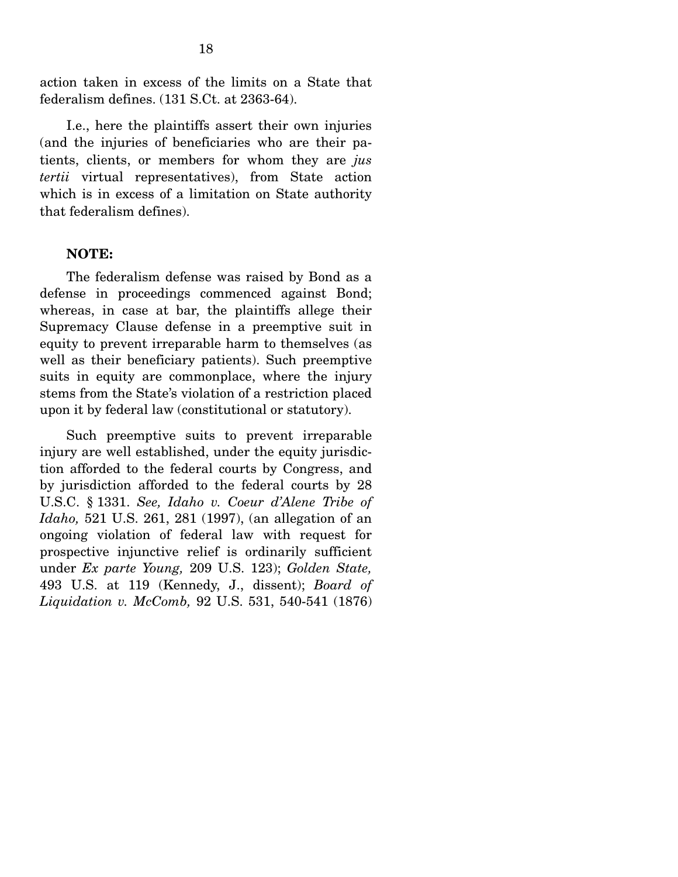action taken in excess of the limits on a State that federalism defines. (131 S.Ct. at 2363-64).

I.e., here the plaintiffs assert their own injuries (and the injuries of beneficiaries who are their patients, clients, or members for whom they are *jus tertii* virtual representatives), from State action which is in excess of a limitation on State authority that federalism defines).

**NOTE:**

The federalism defense was raised by Bond as a defense in proceedings commenced against Bond; whereas, in case at bar, the plaintiffs allege their Supremacy Clause defense in a preemptive suit in equity to prevent irreparable harm to themselves (as well as their beneficiary patients). Such preemptive suits in equity are commonplace, where the injury stems from the State's violation of a restriction placed upon it by federal law (constitutional or statutory).

Such preemptive suits to prevent irreparable injury are well established, under the equity jurisdiction afforded to the federal courts by Congress, and by jurisdiction afforded to the federal courts by 28 U.S.C. § 1331. *See, Idaho v. Coeur d'Alene Tribe of Idaho,* 521 U.S. 261, 281 (1997), (an allegation of an ongoing violation of federal law with request for prospective injunctive relief is ordinarily sufficient under *Ex parte Young,* 209 U.S. 123); *Golden State,* 493 U.S. at 119 (Kennedy, J., dissent); *Board of Liquidation v. McComb,* 92 U.S. 531, 540-541 (1876)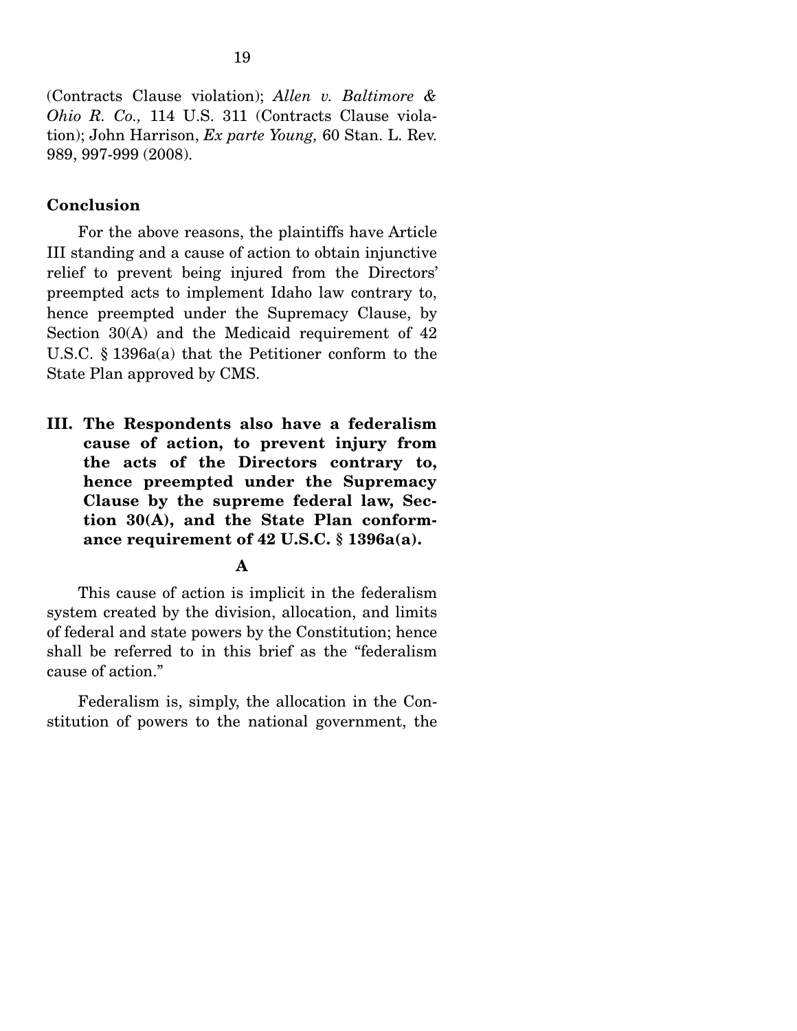(Contracts Clause violation); *Allen v. Baltimore & Ohio R. Co.,* 114 U.S. 311 (Contracts Clause violation); John Harrison, *Ex parte Young,* 60 Stan. L. Rev. 989, 997-999 (2008).

### Conclusion

For the above reasons, the plaintiffs have Article III standing and a cause of action to obtain injunctive relief to prevent being injured from the Directors' preempted acts to implement Idaho law contrary to, hence preempted under the Supremacy Clause, by Section 30(A) and the Medicaid requirement of 42 U.S.C. § 1396a(a) that the Petitioner conform to the State Plan approved by CMS.

## III. The Respondents also have a federalism cause of action, to prevent injury from the acts of the Directors contrary to, hence preempted under the Supremacy Clause by the supreme federal law, Section 30(A), and the State Plan conformance requirement of 42 U.S.C. § 1396a(a).

### A

This cause of action is implicit in the federalism system created by the division, allocation, and limits of federal and state powers by the Constitution; hence shall be referred to in this brief as the "federalism cause of action."

Federalism is, simply, the allocation in the Constitution of powers to the national government, the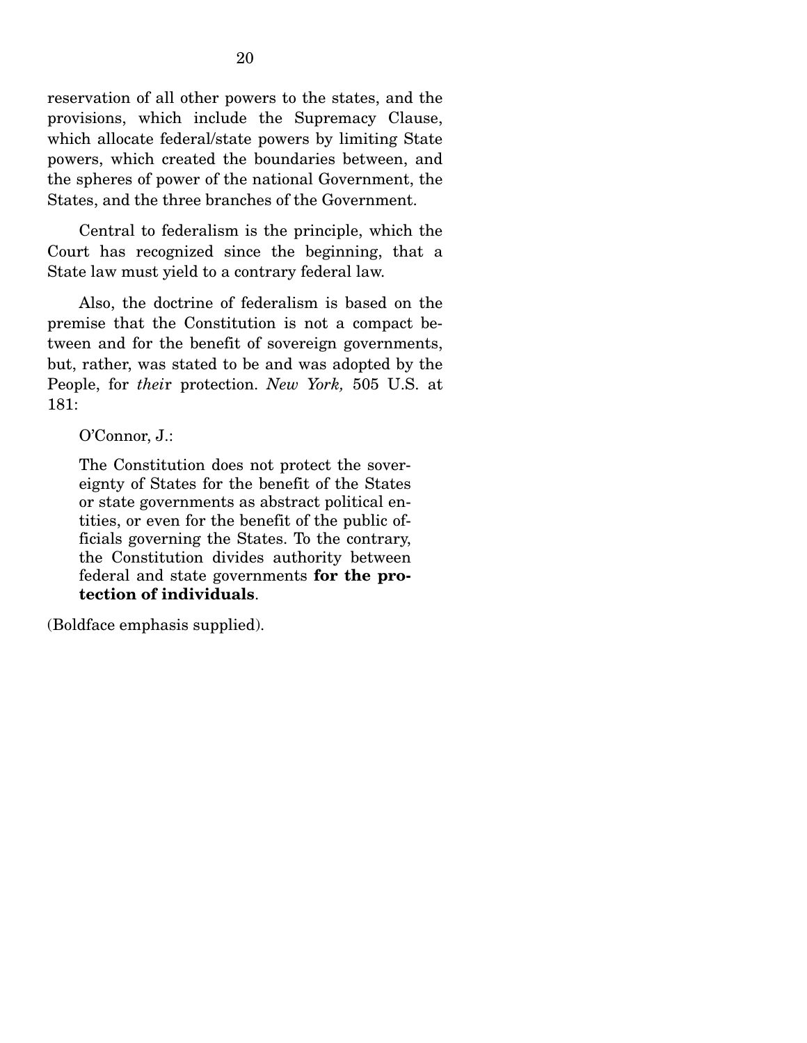reservation of all other powers to the states, and the provisions, which include the Supremacy Clause, which allocate federal/state powers by limiting State powers, which created the boundaries between, and the spheres of power of the national Government, the States, and the three branches of the Government.

Central to federalism is the principle, which the Court has recognized since the beginning, that a State law must yield to a contrary federal law.

Also, the doctrine of federalism is based on the premise that the Constitution is not a compact between and for the benefit of sovereign governments, but, rather, was stated to be and was adopted by the People, for *thei*r protection. *New York,* 505 U.S. at 181:

> O'Connor, J.:
>
> The Constitution does not protect the sovereignty of States for the benefit of the States or state governments as abstract political entities, or even for the benefit of the public officials governing the States. To the contrary, the Constitution divides authority between federal and state governments **for the protection of individuals**.

(Boldface emphasis supplied).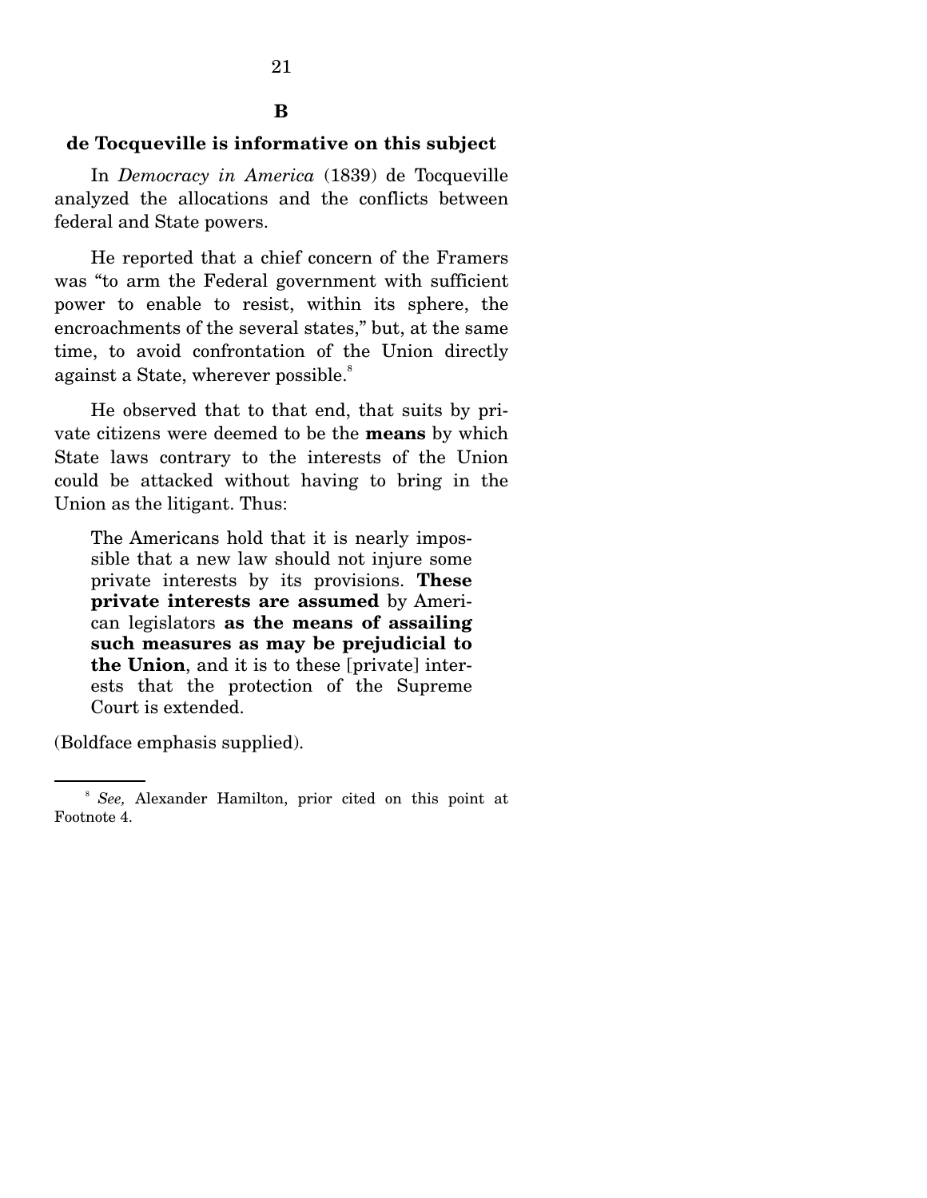## B

### de Tocqueville is informative on this subject

In *Democracy in America* (1839) de Tocqueville analyzed the allocations and the conflicts between federal and State powers.

He reported that a chief concern of the Framers was "to arm the Federal government with sufficient power to enable to resist, within its sphere, the encroachments of the several states," but, at the same time, to avoid confrontation of the Union directly against a State, wherever possible.[8]

He observed that to that end, that suits by private citizens were deemed to be the **means** by which State laws contrary to the interests of the Union could be attacked without having to bring in the Union as the litigant. Thus:

> The Americans hold that it is nearly impossible that a new law should not injure some private interests by its provisions. **These private interests are assumed** by American legislators **as the means of assailing such measures as may be prejudicial to the Union**, and it is to these [private] interests that the protection of the Supreme Court is extended.

(Boldface emphasis supplied).

---

[8] *See,* Alexander Hamilton, prior cited on this point at Footnote 4.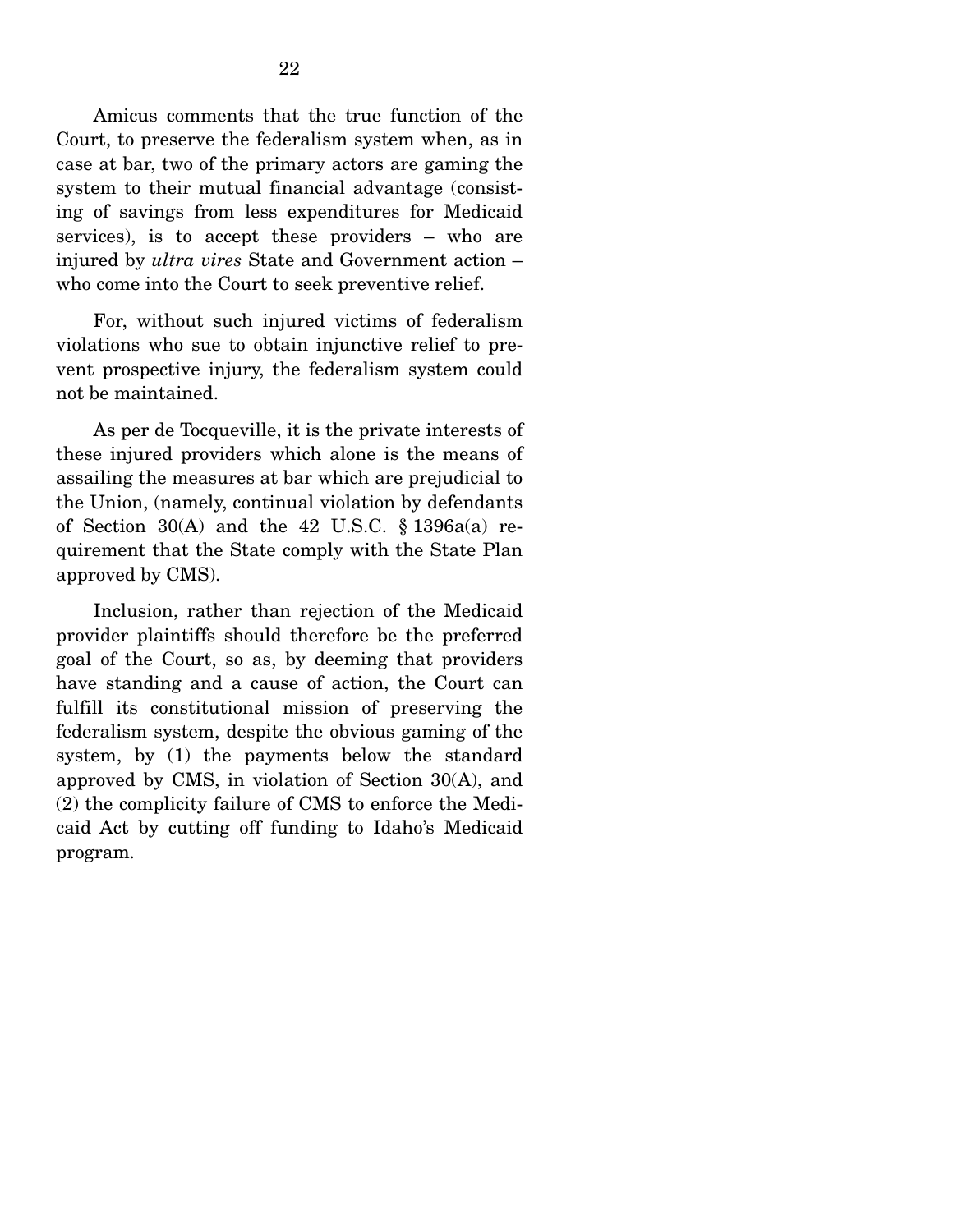Amicus comments that the true function of the Court, to preserve the federalism system when, as in case at bar, two of the primary actors are gaming the system to their mutual financial advantage (consisting of savings from less expenditures for Medicaid services), is to accept these providers – who are injured by *ultra vires* State and Government action – who come into the Court to seek preventive relief.

For, without such injured victims of federalism violations who sue to obtain injunctive relief to prevent prospective injury, the federalism system could not be maintained.

As per de Tocqueville, it is the private interests of these injured providers which alone is the means of assailing the measures at bar which are prejudicial to the Union, (namely, continual violation by defendants of Section 30(A) and the 42 U.S.C. § 1396a(a) requirement that the State comply with the State Plan approved by CMS).

Inclusion, rather than rejection of the Medicaid provider plaintiffs should therefore be the preferred goal of the Court, so as, by deeming that providers have standing and a cause of action, the Court can fulfill its constitutional mission of preserving the federalism system, despite the obvious gaming of the system, by (1) the payments below the standard approved by CMS, in violation of Section 30(A), and (2) the complicity failure of CMS to enforce the Medicaid Act by cutting off funding to Idaho's Medicaid program.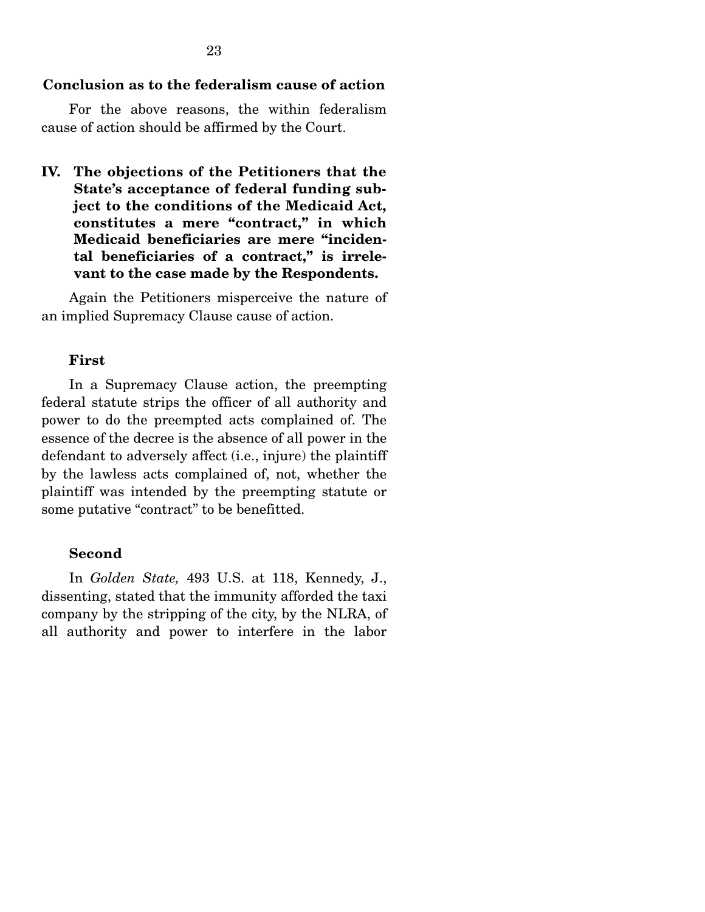**Conclusion as to the federalism cause of action**

For the above reasons, the within federalism cause of action should be affirmed by the Court.

**IV. The objections of the Petitioners that the State's acceptance of federal funding subject to the conditions of the Medicaid Act, constitutes a mere "contract," in which Medicaid beneficiaries are mere "incidental beneficiaries of a contract," is irrelevant to the case made by the Respondents.**

Again the Petitioners misperceive the nature of an implied Supremacy Clause cause of action.

**First**

In a Supremacy Clause action, the preempting federal statute strips the officer of all authority and power to do the preempted acts complained of. The essence of the decree is the absence of all power in the defendant to adversely affect (i.e., injure) the plaintiff by the lawless acts complained of, not, whether the plaintiff was intended by the preempting statute or some putative "contract" to be benefitted.

**Second**

In *Golden State,* 493 U.S. at 118, Kennedy, J., dissenting, stated that the immunity afforded the taxi company by the stripping of the city, by the NLRA, of all authority and power to interfere in the labor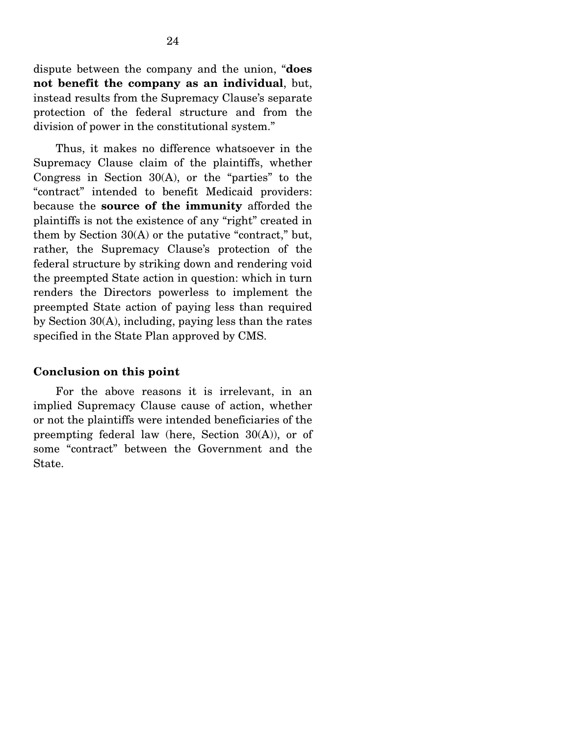dispute between the company and the union, "**does not benefit the company as an individual**, but, instead results from the Supremacy Clause's separate protection of the federal structure and from the division of power in the constitutional system."

Thus, it makes no difference whatsoever in the Supremacy Clause claim of the plaintiffs, whether Congress in Section 30(A), or the "parties" to the "contract" intended to benefit Medicaid providers: because the **source of the immunity** afforded the plaintiffs is not the existence of any "right" created in them by Section 30(A) or the putative "contract," but, rather, the Supremacy Clause's protection of the federal structure by striking down and rendering void the preempted State action in question: which in turn renders the Directors powerless to implement the preempted State action of paying less than required by Section 30(A), including, paying less than the rates specified in the State Plan approved by CMS.

**Conclusion on this point**

For the above reasons it is irrelevant, in an implied Supremacy Clause cause of action, whether or not the plaintiffs were intended beneficiaries of the preempting federal law (here, Section 30(A)), or of some "contract" between the Government and the State.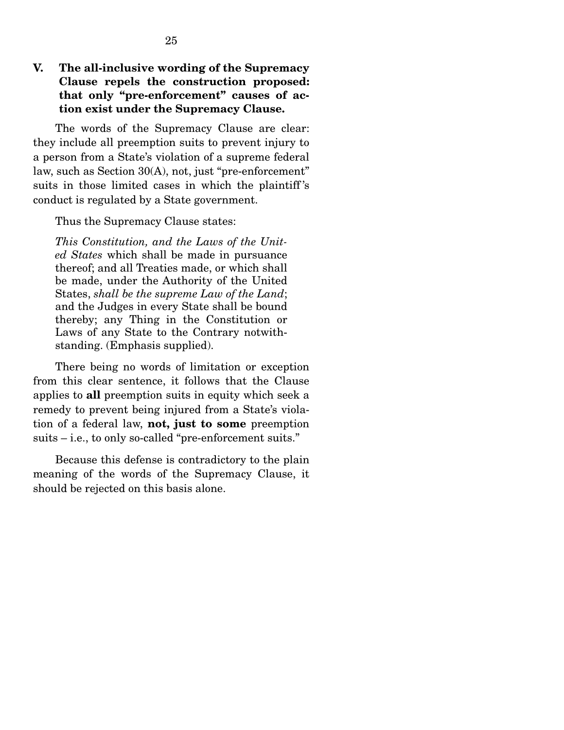## V. The all-inclusive wording of the Supremacy Clause repels the construction proposed: that only "pre-enforcement" causes of action exist under the Supremacy Clause.

The words of the Supremacy Clause are clear: they include all preemption suits to prevent injury to a person from a State's violation of a supreme federal law, such as Section 30(A), not, just "pre-enforcement" suits in those limited cases in which the plaintiff's conduct is regulated by a State government.

Thus the Supremacy Clause states:

> *This Constitution, and the Laws of the United States* which shall be made in pursuance thereof; and all Treaties made, or which shall be made, under the Authority of the United States, *shall be the supreme Law of the Land*; and the Judges in every State shall be bound thereby; any Thing in the Constitution or Laws of any State to the Contrary notwithstanding. (Emphasis supplied).

There being no words of limitation or exception from this clear sentence, it follows that the Clause applies to **all** preemption suits in equity which seek a remedy to prevent being injured from a State's violation of a federal law, **not, just to some** preemption suits – i.e., to only so-called "pre-enforcement suits."

Because this defense is contradictory to the plain meaning of the words of the Supremacy Clause, it should be rejected on this basis alone.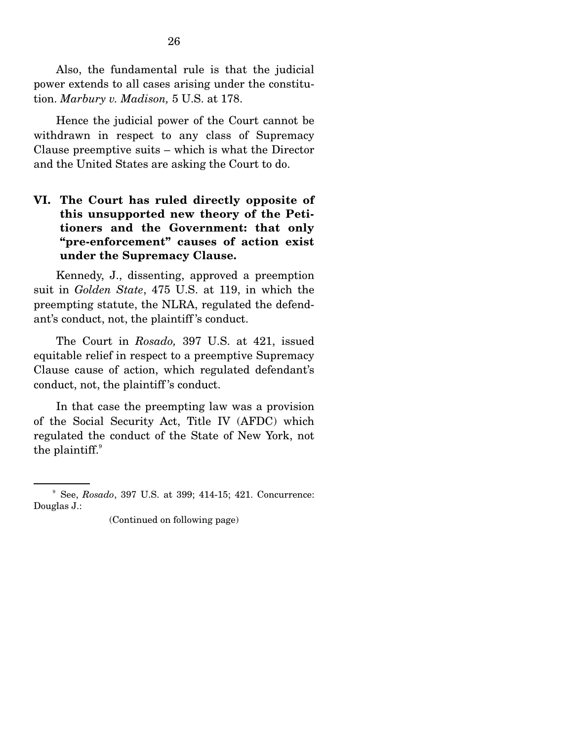Also, the fundamental rule is that the judicial power extends to all cases arising under the constitution. *Marbury v. Madison,* 5 U.S. at 178.

Hence the judicial power of the Court cannot be withdrawn in respect to any class of Supremacy Clause preemptive suits – which is what the Director and the United States are asking the Court to do.

## VI. The Court has ruled directly opposite of this unsupported new theory of the Petitioners and the Government: that only "pre-enforcement" causes of action exist under the Supremacy Clause.

Kennedy, J., dissenting, approved a preemption suit in *Golden State*, 475 U.S. at 119, in which the preempting statute, the NLRA, regulated the defendant's conduct, not, the plaintiff's conduct.

The Court in *Rosado,* 397 U.S. at 421, issued equitable relief in respect to a preemptive Supremacy Clause cause of action, which regulated defendant's conduct, not, the plaintiff's conduct.

In that case the preempting law was a provision of the Social Security Act, Title IV (AFDC) which regulated the conduct of the State of New York, not the plaintiff.[9]

---

[9] See, *Rosado*, 397 U.S. at 399; 414-15; 421. Concurrence: Douglas J.:

(Continued on following page)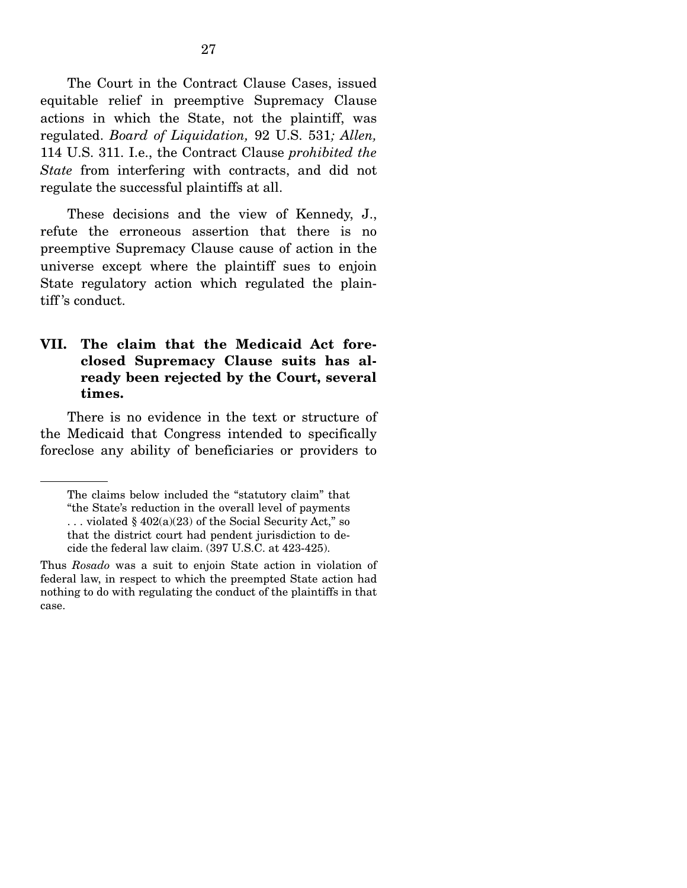The Court in the Contract Clause Cases, issued equitable relief in preemptive Supremacy Clause actions in which the State, not the plaintiff, was regulated. *Board of Liquidation,* 92 U.S. 531*; Allen,* 114 U.S. 311. I.e., the Contract Clause *prohibited the State* from interfering with contracts, and did not regulate the successful plaintiffs at all.

These decisions and the view of Kennedy, J., refute the erroneous assertion that there is no preemptive Supremacy Clause cause of action in the universe except where the plaintiff sues to enjoin State regulatory action which regulated the plaintiff's conduct.

## VII. The claim that the Medicaid Act foreclosed Supremacy Clause suits has already been rejected by the Court, several times.

There is no evidence in the text or structure of the Medicaid that Congress intended to specifically foreclose any ability of beneficiaries or providers to

---

> The claims below included the "statutory claim" that "the State's reduction in the overall level of payments . . . violated § 402(a)(23) of the Social Security Act," so that the district court had pendent jurisdiction to decide the federal law claim. (397 U.S.C. at 423-425).

Thus *Rosado* was a suit to enjoin State action in violation of federal law, in respect to which the preempted State action had nothing to do with regulating the conduct of the plaintiffs in that case.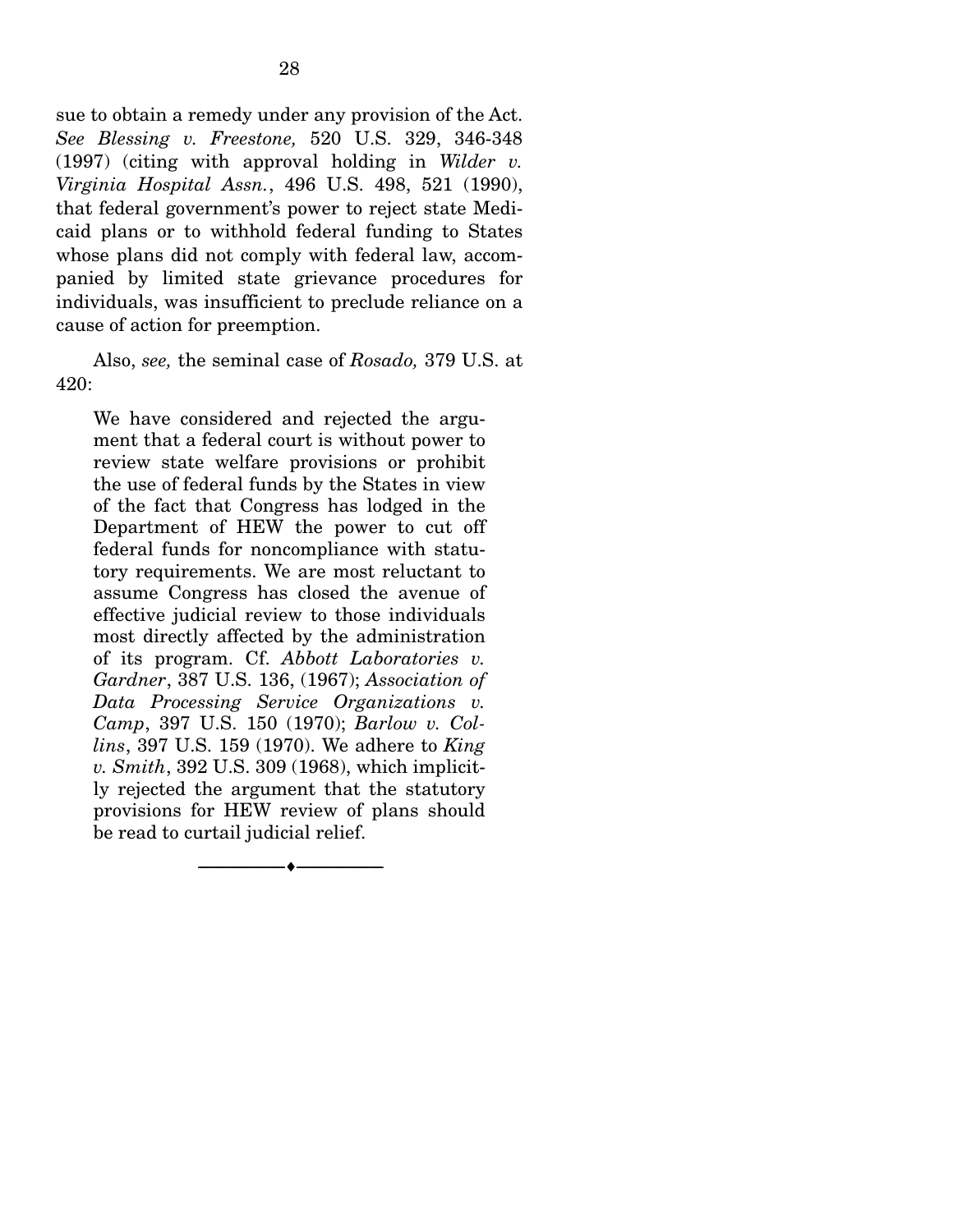sue to obtain a remedy under any provision of the Act. *See Blessing v. Freestone,* 520 U.S. 329, 346-348 (1997) (citing with approval holding in *Wilder v. Virginia Hospital Assn.*, 496 U.S. 498, 521 (1990), that federal government's power to reject state Medicaid plans or to withhold federal funding to States whose plans did not comply with federal law, accompanied by limited state grievance procedures for individuals, was insufficient to preclude reliance on a cause of action for preemption.

Also, *see,* the seminal case of *Rosado,* 379 U.S. at 420:

> We have considered and rejected the argument that a federal court is without power to review state welfare provisions or prohibit the use of federal funds by the States in view of the fact that Congress has lodged in the Department of HEW the power to cut off federal funds for noncompliance with statutory requirements. We are most reluctant to assume Congress has closed the avenue of effective judicial review to those individuals most directly affected by the administration of its program. Cf. *Abbott Laboratories v. Gardner*, 387 U.S. 136, (1967); *Association of Data Processing Service Organizations v. Camp*, 397 U.S. 150 (1970); *Barlow v. Collins*, 397 U.S. 159 (1970). We adhere to *King v. Smith*, 392 U.S. 309 (1968), which implicitly rejected the argument that the statutory provisions for HEW review of plans should be read to curtail judicial relief.

---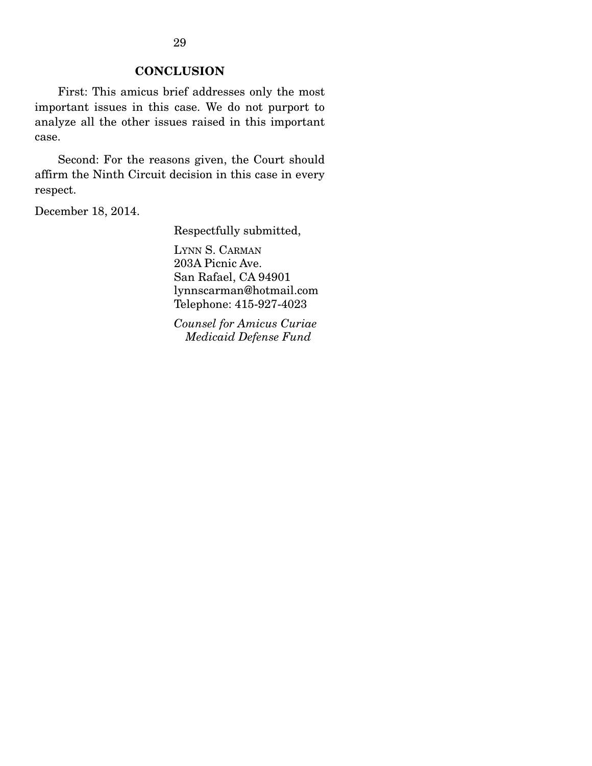## CONCLUSION

First: This amicus brief addresses only the most important issues in this case. We do not purport to analyze all the other issues raised in this important case.

Second: For the reasons given, the Court should affirm the Ninth Circuit decision in this case in every respect.

December 18, 2014.

Respectfully submitted,

LYNN S. CARMAN
203A Picnic Ave.
San Rafael, CA 94901
lynnscarman@hotmail.com
Telephone: 415-927-4023

*Counsel for Amicus Curiae Medicaid Defense Fund*